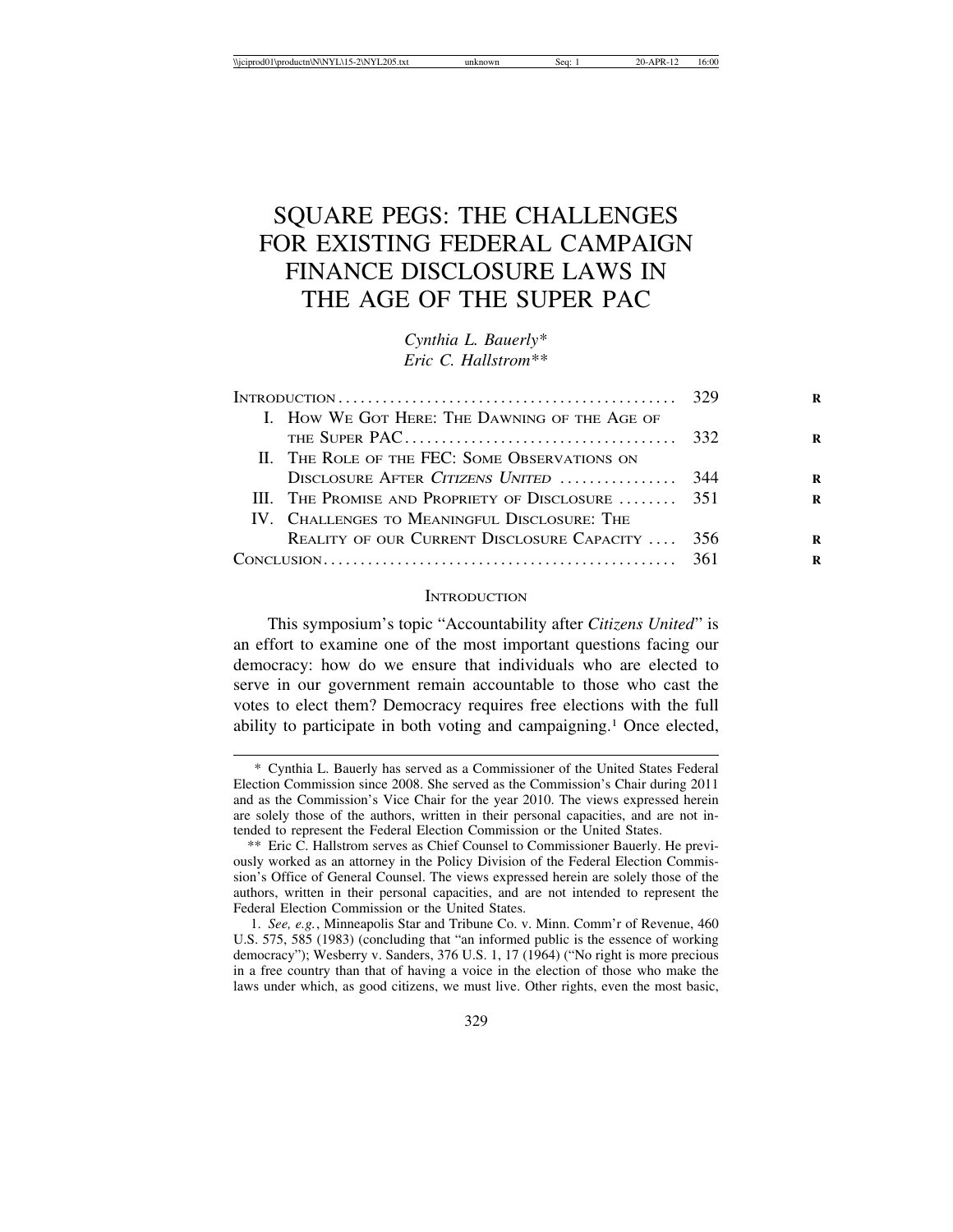# SQUARE PEGS: THE CHALLENGES FOR EXISTING FEDERAL CAMPAIGN FINANCE DISCLOSURE LAWS IN THE AGE OF THE SUPER PAC

*Cynthia L. Bauerly\**
*Eric C. Hallstrom\*\**

| | |
|---|---|
| INTRODUCTION | 329 |
| I. HOW WE GOT HERE: THE DAWNING OF THE AGE OF THE SUPER PAC | 332 |
| II. THE ROLE OF THE FEC: SOME OBSERVATIONS ON DISCLOSURE AFTER *CITIZENS UNITED* | 344 |
| III. THE PROMISE AND PROPRIETY OF DISCLOSURE | 351 |
| IV. CHALLENGES TO MEANINGFUL DISCLOSURE: THE REALITY OF OUR CURRENT DISCLOSURE CAPACITY | 356 |
| CONCLUSION | 361 |

## INTRODUCTION

This symposium's topic "Accountability after *Citizens United*" is an effort to examine one of the most important questions facing our democracy: how do we ensure that individuals who are elected to serve in our government remain accountable to those who cast the votes to elect them? Democracy requires free elections with the full ability to participate in both voting and campaigning.[1] Once elected,

---

\* Cynthia L. Bauerly has served as a Commissioner of the United States Federal Election Commission since 2008. She served as the Commission's Chair during 2011 and as the Commission's Vice Chair for the year 2010. The views expressed herein are solely those of the authors, written in their personal capacities, and are not intended to represent the Federal Election Commission or the United States.

\*\* Eric C. Hallstrom serves as Chief Counsel to Commissioner Bauerly. He previously worked as an attorney in the Policy Division of the Federal Election Commission's Office of General Counsel. The views expressed herein are solely those of the authors, written in their personal capacities, and are not intended to represent the Federal Election Commission or the United States.

1. *See, e.g.*, Minneapolis Star and Tribune Co. v. Minn. Comm'r of Revenue, 460 U.S. 575, 585 (1983) (concluding that "an informed public is the essence of working democracy"); Wesberry v. Sanders, 376 U.S. 1, 17 (1964) ("No right is more precious in a free country than that of having a voice in the election of those who make the laws under which, as good citizens, we must live. Other rights, even the most basic,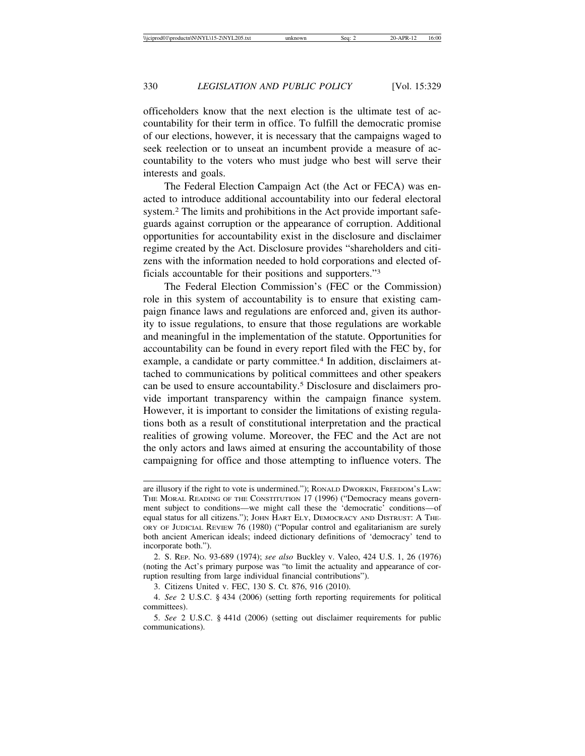officeholders know that the next election is the ultimate test of accountability for their term in office. To fulfill the democratic promise of our elections, however, it is necessary that the campaigns waged to seek reelection or to unseat an incumbent provide a measure of accountability to the voters who must judge who best will serve their interests and goals.

The Federal Election Campaign Act (the Act or FECA) was enacted to introduce additional accountability into our federal electoral system.[2] The limits and prohibitions in the Act provide important safeguards against corruption or the appearance of corruption. Additional opportunities for accountability exist in the disclosure and disclaimer regime created by the Act. Disclosure provides "shareholders and citizens with the information needed to hold corporations and elected officials accountable for their positions and supporters."[3]

The Federal Election Commission's (FEC or the Commission) role in this system of accountability is to ensure that existing campaign finance laws and regulations are enforced and, given its authority to issue regulations, to ensure that those regulations are workable and meaningful in the implementation of the statute. Opportunities for accountability can be found in every report filed with the FEC by, for example, a candidate or party committee.[4] In addition, disclaimers attached to communications by political committees and other speakers can be used to ensure accountability.[5] Disclosure and disclaimers provide important transparency within the campaign finance system. However, it is important to consider the limitations of existing regulations both as a result of constitutional interpretation and the practical realities of growing volume. Moreover, the FEC and the Act are not the only actors and laws aimed at ensuring the accountability of those campaigning for office and those attempting to influence voters. The

---

are illusory if the right to vote is undermined."); RONALD DWORKIN, FREEDOM'S LAW: THE MORAL READING OF THE CONSTITUTION 17 (1996) ("Democracy means government subject to conditions—we might call these the 'democratic' conditions—of equal status for all citizens."); JOHN HART ELY, DEMOCRACY AND DISTRUST: A THEORY OF JUDICIAL REVIEW 76 (1980) ("Popular control and egalitarianism are surely both ancient American ideals; indeed dictionary definitions of 'democracy' tend to incorporate both.").

2. S. REP. NO. 93-689 (1974); *see also* Buckley v. Valeo, 424 U.S. 1, 26 (1976) (noting the Act's primary purpose was "to limit the actuality and appearance of corruption resulting from large individual financial contributions").

3. Citizens United v. FEC, 130 S. Ct. 876, 916 (2010).

4. *See* 2 U.S.C. § 434 (2006) (setting forth reporting requirements for political committees).

5. *See* 2 U.S.C. § 441d (2006) (setting out disclaimer requirements for public communications).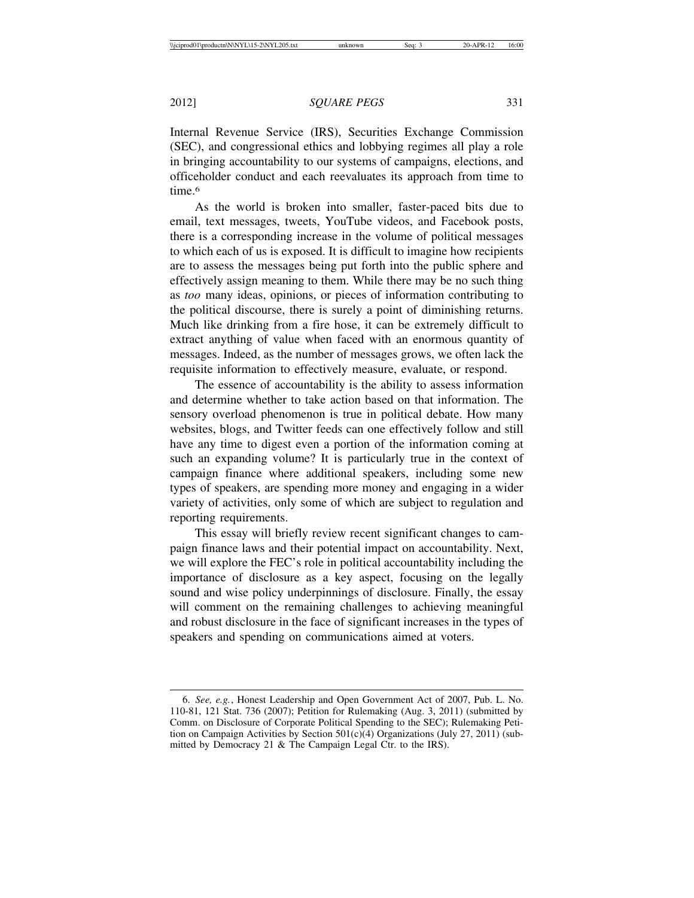Internal Revenue Service (IRS), Securities Exchange Commission (SEC), and congressional ethics and lobbying regimes all play a role in bringing accountability to our systems of campaigns, elections, and officeholder conduct and each reevaluates its approach from time to time.[6]

As the world is broken into smaller, faster-paced bits due to email, text messages, tweets, YouTube videos, and Facebook posts, there is a corresponding increase in the volume of political messages to which each of us is exposed. It is difficult to imagine how recipients are to assess the messages being put forth into the public sphere and effectively assign meaning to them. While there may be no such thing as *too* many ideas, opinions, or pieces of information contributing to the political discourse, there is surely a point of diminishing returns. Much like drinking from a fire hose, it can be extremely difficult to extract anything of value when faced with an enormous quantity of messages. Indeed, as the number of messages grows, we often lack the requisite information to effectively measure, evaluate, or respond.

The essence of accountability is the ability to assess information and determine whether to take action based on that information. The sensory overload phenomenon is true in political debate. How many websites, blogs, and Twitter feeds can one effectively follow and still have any time to digest even a portion of the information coming at such an expanding volume? It is particularly true in the context of campaign finance where additional speakers, including some new types of speakers, are spending more money and engaging in a wider variety of activities, only some of which are subject to regulation and reporting requirements.

This essay will briefly review recent significant changes to campaign finance laws and their potential impact on accountability. Next, we will explore the FEC's role in political accountability including the importance of disclosure as a key aspect, focusing on the legally sound and wise policy underpinnings of disclosure. Finally, the essay will comment on the remaining challenges to achieving meaningful and robust disclosure in the face of significant increases in the types of speakers and spending on communications aimed at voters.

---

6. *See, e.g.*, Honest Leadership and Open Government Act of 2007, Pub. L. No. 110-81, 121 Stat. 736 (2007); Petition for Rulemaking (Aug. 3, 2011) (submitted by Comm. on Disclosure of Corporate Political Spending to the SEC); Rulemaking Petition on Campaign Activities by Section 501(c)(4) Organizations (July 27, 2011) (submitted by Democracy 21 & The Campaign Legal Ctr. to the IRS).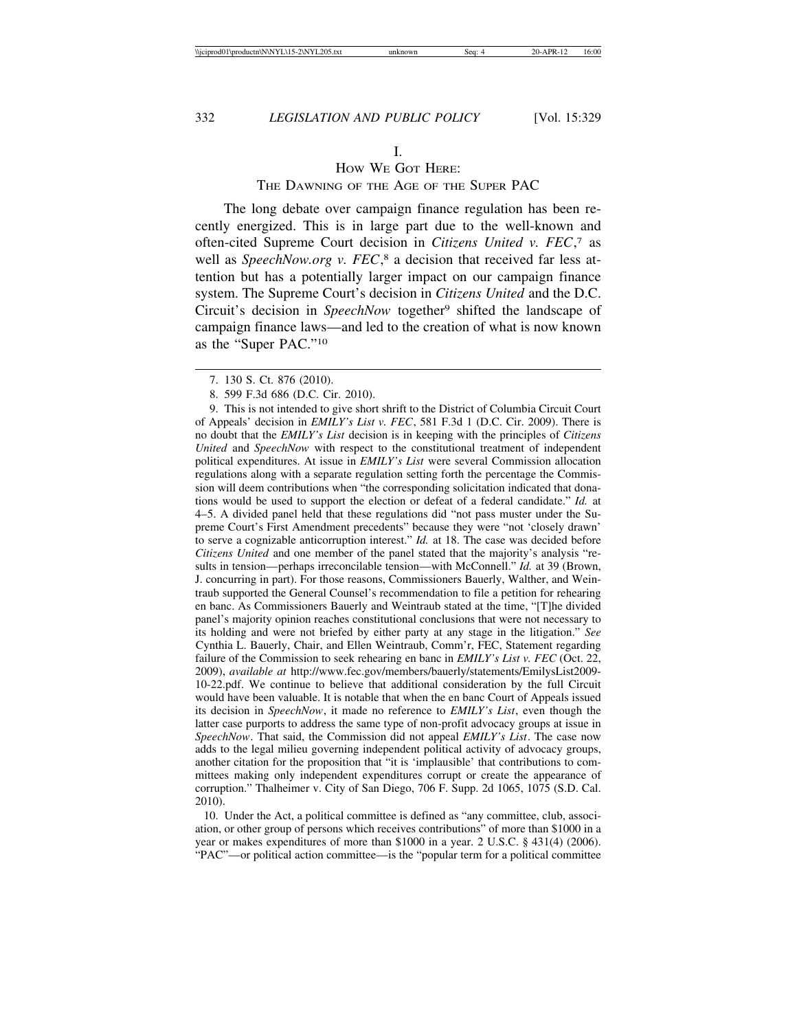## I.
## HOW WE GOT HERE:
## THE DAWNING OF THE AGE OF THE SUPER PAC

The long debate over campaign finance regulation has been recently energized. This is in large part due to the well-known and often-cited Supreme Court decision in *Citizens United v. FEC*,[7] as well as *SpeechNow.org v. FEC*,[8] a decision that received far less attention but has a potentially larger impact on our campaign finance system. The Supreme Court's decision in *Citizens United* and the D.C. Circuit's decision in *SpeechNow* together[9] shifted the landscape of campaign finance laws—and led to the creation of what is now known as the "Super PAC."[10]

---

7. 130 S. Ct. 876 (2010).

8. 599 F.3d 686 (D.C. Cir. 2010).

9. This is not intended to give short shrift to the District of Columbia Circuit Court of Appeals' decision in *EMILY's List v. FEC*, 581 F.3d 1 (D.C. Cir. 2009). There is no doubt that the *EMILY's List* decision is in keeping with the principles of *Citizens United* and *SpeechNow* with respect to the constitutional treatment of independent political expenditures. At issue in *EMILY's List* were several Commission allocation regulations along with a separate regulation setting forth the percentage the Commission will deem contributions when "the corresponding solicitation indicated that donations would be used to support the election or defeat of a federal candidate." *Id.* at 4–5. A divided panel held that these regulations did "not pass muster under the Supreme Court's First Amendment precedents" because they were "not 'closely drawn' to serve a cognizable anticorruption interest." *Id.* at 18. The case was decided before *Citizens United* and one member of the panel stated that the majority's analysis "results in tension—perhaps irreconcilable tension—with McConnell." *Id.* at 39 (Brown, J. concurring in part). For those reasons, Commissioners Bauerly, Walther, and Weintraub supported the General Counsel's recommendation to file a petition for rehearing en banc. As Commissioners Bauerly and Weintraub stated at the time, "[T]he divided panel's majority opinion reaches constitutional conclusions that were not necessary to its holding and were not briefed by either party at any stage in the litigation." *See* Cynthia L. Bauerly, Chair, and Ellen Weintraub, Comm'r, FEC, Statement regarding failure of the Commission to seek rehearing en banc in *EMILY's List v. FEC* (Oct. 22, 2009), *available at* http://www.fec.gov/members/bauerly/statements/EmilysList2009-10-22.pdf. We continue to believe that additional consideration by the full Circuit would have been valuable. It is notable that when the en banc Court of Appeals issued its decision in *SpeechNow*, it made no reference to *EMILY's List*, even though the latter case purports to address the same type of non-profit advocacy groups at issue in *SpeechNow*. That said, the Commission did not appeal *EMILY's List*. The case now adds to the legal milieu governing independent political activity of advocacy groups, another citation for the proposition that "it is 'implausible' that contributions to committees making only independent expenditures corrupt or create the appearance of corruption." Thalheimer v. City of San Diego, 706 F. Supp. 2d 1065, 1075 (S.D. Cal. 2010).

10. Under the Act, a political committee is defined as "any committee, club, association, or other group of persons which receives contributions" of more than $1000 in a year or makes expenditures of more than $1000 in a year. 2 U.S.C. § 431(4) (2006). "PAC"—or political action committee—is the "popular term for a political committee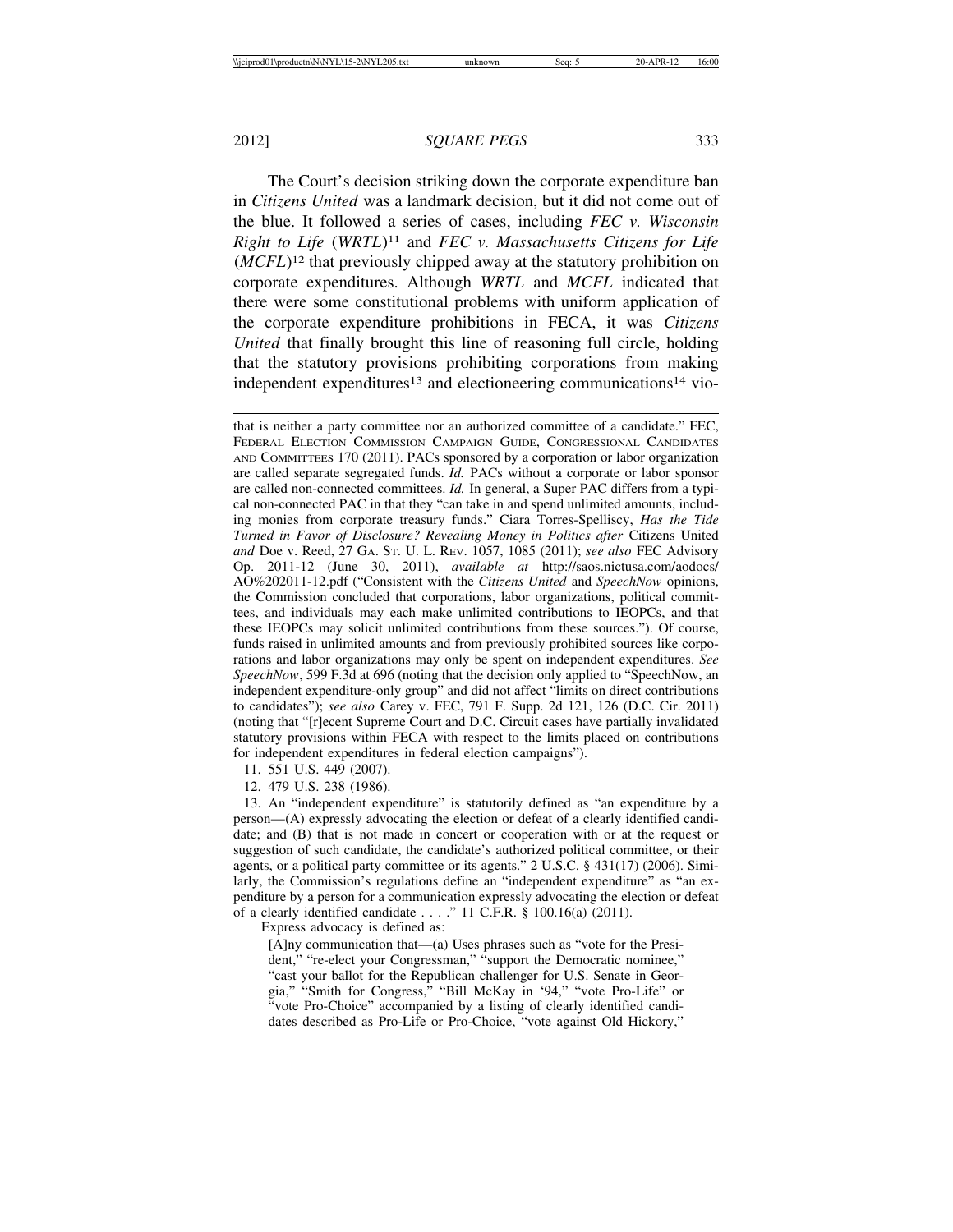The Court's decision striking down the corporate expenditure ban in *Citizens United* was a landmark decision, but it did not come out of the blue. It followed a series of cases, including *FEC v. Wisconsin Right to Life* (*WRTL*)[11] and *FEC v. Massachusetts Citizens for Life* (*MCFL*)[12] that previously chipped away at the statutory prohibition on corporate expenditures. Although *WRTL* and *MCFL* indicated that there were some constitutional problems with uniform application of the corporate expenditure prohibitions in FECA, it was *Citizens United* that finally brought this line of reasoning full circle, holding that the statutory provisions prohibiting corporations from making independent expenditures[13] and electioneering communications[14] vio-

---

that is neither a party committee nor an authorized committee of a candidate." FEC, FEDERAL ELECTION COMMISSION CAMPAIGN GUIDE, CONGRESSIONAL CANDIDATES AND COMMITTEES 170 (2011). PACs sponsored by a corporation or labor organization are called separate segregated funds. *Id.* PACs without a corporate or labor sponsor are called non-connected committees. *Id.* In general, a Super PAC differs from a typical non-connected PAC in that they "can take in and spend unlimited amounts, including monies from corporate treasury funds." Ciara Torres-Spelliscy, *Has the Tide Turned in Favor of Disclosure? Revealing Money in Politics after* Citizens United *and* Doe v. Reed, 27 GA. ST. U. L. REV. 1057, 1085 (2011); *see also* FEC Advisory Op. 2011-12 (June 30, 2011), *available at* http://saos.nictusa.com/aodocs/AO%202011-12.pdf ("Consistent with the *Citizens United* and *SpeechNow* opinions, the Commission concluded that corporations, labor organizations, political committees, and individuals may each make unlimited contributions to IEOPCs, and that these IEOPCs may solicit unlimited contributions from these sources."). Of course, funds raised in unlimited amounts and from previously prohibited sources like corporations and labor organizations may only be spent on independent expenditures. *See SpeechNow*, 599 F.3d at 696 (noting that the decision only applied to "SpeechNow, an independent expenditure-only group" and did not affect "limits on direct contributions to candidates"); *see also* Carey v. FEC, 791 F. Supp. 2d 121, 126 (D.C. Cir. 2011) (noting that "[r]ecent Supreme Court and D.C. Circuit cases have partially invalidated statutory provisions within FECA with respect to the limits placed on contributions for independent expenditures in federal election campaigns").

11. 551 U.S. 449 (2007).

12. 479 U.S. 238 (1986).

13. An "independent expenditure" is statutorily defined as "an expenditure by a person—(A) expressly advocating the election or defeat of a clearly identified candidate; and (B) that is not made in concert or cooperation with or at the request or suggestion of such candidate, the candidate's authorized political committee, or their agents, or a political party committee or its agents." 2 U.S.C. § 431(17) (2006). Similarly, the Commission's regulations define an "independent expenditure" as "an expenditure by a person for a communication expressly advocating the election or defeat of a clearly identified candidate . . . ." 11 C.F.R. § 100.16(a) (2011).

Express advocacy is defined as:

> [A]ny communication that—(a) Uses phrases such as "vote for the President," "re-elect your Congressman," "support the Democratic nominee," "cast your ballot for the Republican challenger for U.S. Senate in Georgia," "Smith for Congress," "Bill McKay in '94," "vote Pro-Life" or "vote Pro-Choice" accompanied by a listing of clearly identified candidates described as Pro-Life or Pro-Choice, "vote against Old Hickory,"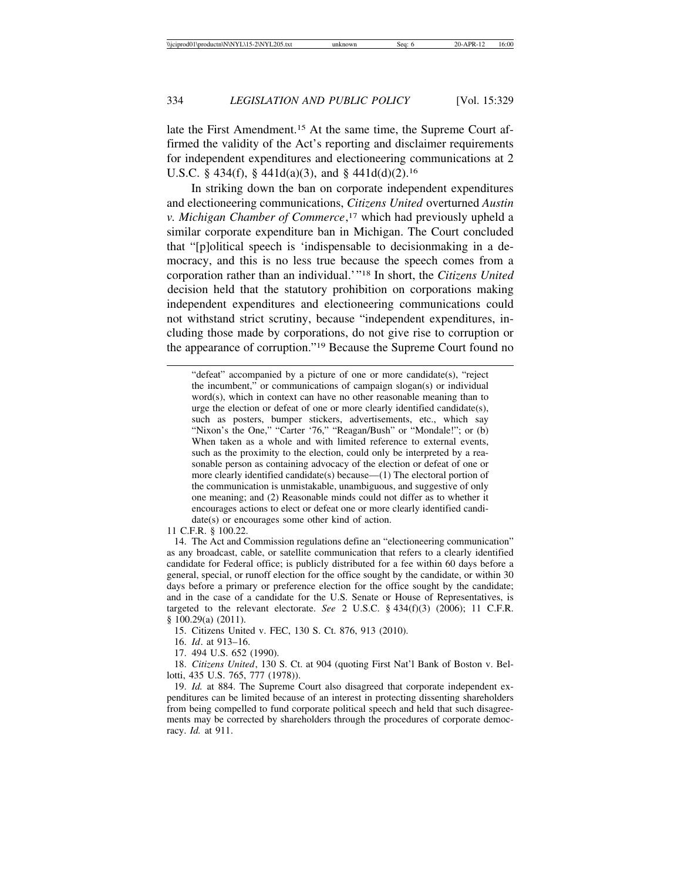late the First Amendment.[15] At the same time, the Supreme Court affirmed the validity of the Act's reporting and disclaimer requirements for independent expenditures and electioneering communications at 2 U.S.C. § 434(f), § 441d(a)(3), and § 441d(d)(2).[16]

In striking down the ban on corporate independent expenditures and electioneering communications, *Citizens United* overturned *Austin v. Michigan Chamber of Commerce*,[17] which had previously upheld a similar corporate expenditure ban in Michigan. The Court concluded that "[p]olitical speech is 'indispensable to decisionmaking in a democracy, and this is no less true because the speech comes from a corporation rather than an individual.'"[18] In short, the *Citizens United* decision held that the statutory prohibition on corporations making independent expenditures and electioneering communications could not withstand strict scrutiny, because "independent expenditures, including those made by corporations, do not give rise to corruption or the appearance of corruption."[19] Because the Supreme Court found no

---

"defeat" accompanied by a picture of one or more candidate(s), "reject the incumbent," or communications of campaign slogan(s) or individual word(s), which in context can have no other reasonable meaning than to urge the election or defeat of one or more clearly identified candidate(s), such as posters, bumper stickers, advertisements, etc., which say "Nixon's the One," "Carter '76," "Reagan/Bush" or "Mondale!"; or (b) When taken as a whole and with limited reference to external events, such as the proximity to the election, could only be interpreted by a reasonable person as containing advocacy of the election or defeat of one or more clearly identified candidate(s) because—(1) The electoral portion of the communication is unmistakable, unambiguous, and suggestive of only one meaning; and (2) Reasonable minds could not differ as to whether it encourages actions to elect or defeat one or more clearly identified candidate(s) or encourages some other kind of action.

11 C.F.R. § 100.22.

14. The Act and Commission regulations define an "electioneering communication" as any broadcast, cable, or satellite communication that refers to a clearly identified candidate for Federal office; is publicly distributed for a fee within 60 days before a general, special, or runoff election for the office sought by the candidate, or within 30 days before a primary or preference election for the office sought by the candidate; and in the case of a candidate for the U.S. Senate or House of Representatives, is targeted to the relevant electorate. *See* 2 U.S.C. § 434(f)(3) (2006); 11 C.F.R. § 100.29(a) (2011).

15. Citizens United v. FEC, 130 S. Ct. 876, 913 (2010).

16. *Id*. at 913–16.

17. 494 U.S. 652 (1990).

18. *Citizens United*, 130 S. Ct. at 904 (quoting First Nat'l Bank of Boston v. Bellotti, 435 U.S. 765, 777 (1978)).

19. *Id.* at 884. The Supreme Court also disagreed that corporate independent expenditures can be limited because of an interest in protecting dissenting shareholders from being compelled to fund corporate political speech and held that such disagreements may be corrected by shareholders through the procedures of corporate democracy. *Id.* at 911.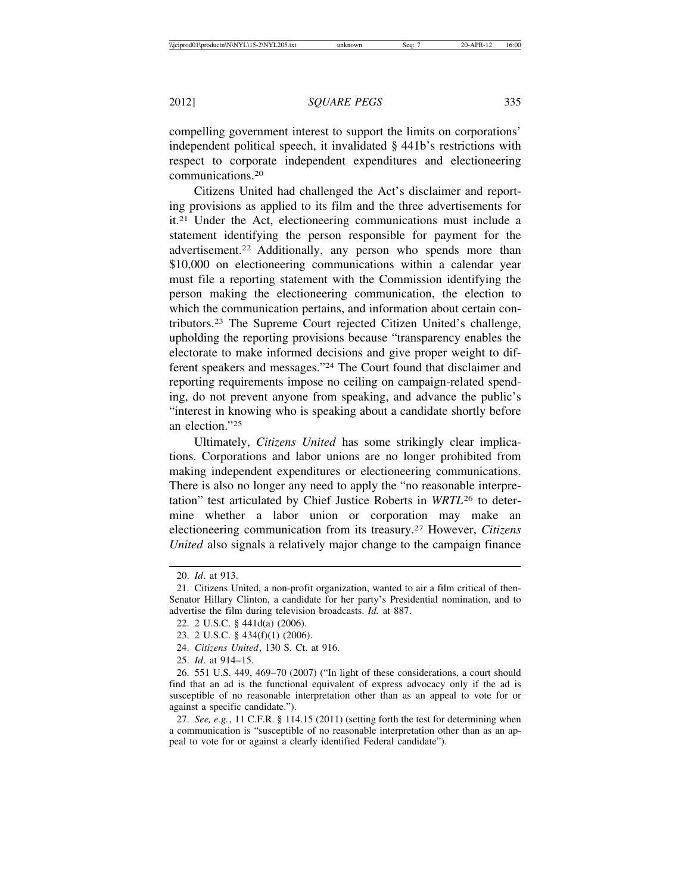compelling government interest to support the limits on corporations' independent political speech, it invalidated § 441b's restrictions with respect to corporate independent expenditures and electioneering communications.[20]

Citizens United had challenged the Act's disclaimer and reporting provisions as applied to its film and the three advertisements for it.[21] Under the Act, electioneering communications must include a statement identifying the person responsible for payment for the advertisement.[22] Additionally, any person who spends more than $10,000 on electioneering communications within a calendar year must file a reporting statement with the Commission identifying the person making the electioneering communication, the election to which the communication pertains, and information about certain contributors.[23] The Supreme Court rejected Citizen United's challenge, upholding the reporting provisions because "transparency enables the electorate to make informed decisions and give proper weight to different speakers and messages."[24] The Court found that disclaimer and reporting requirements impose no ceiling on campaign-related spending, do not prevent anyone from speaking, and advance the public's "interest in knowing who is speaking about a candidate shortly before an election."[25]

Ultimately, *Citizens United* has some strikingly clear implications. Corporations and labor unions are no longer prohibited from making independent expenditures or electioneering communications. There is also no longer any need to apply the "no reasonable interpretation" test articulated by Chief Justice Roberts in *WRTL*[26] to determine whether a labor union or corporation may make an electioneering communication from its treasury.[27] However, *Citizens United* also signals a relatively major change to the campaign finance

20. *Id*. at 913.

21. Citizens United, a non-profit organization, wanted to air a film critical of then-Senator Hillary Clinton, a candidate for her party's Presidential nomination, and to advertise the film during television broadcasts. *Id.* at 887.

22. 2 U.S.C. § 441d(a) (2006).

23. 2 U.S.C. § 434(f)(1) (2006).

24. *Citizens United*, 130 S. Ct. at 916.

25. *Id*. at 914–15.

26. 551 U.S. 449, 469–70 (2007) ("In light of these considerations, a court should find that an ad is the functional equivalent of express advocacy only if the ad is susceptible of no reasonable interpretation other than as an appeal to vote for or against a specific candidate.").

27. *See, e.g.*, 11 C.F.R. § 114.15 (2011) (setting forth the test for determining when a communication is "susceptible of no reasonable interpretation other than as an appeal to vote for or against a clearly identified Federal candidate").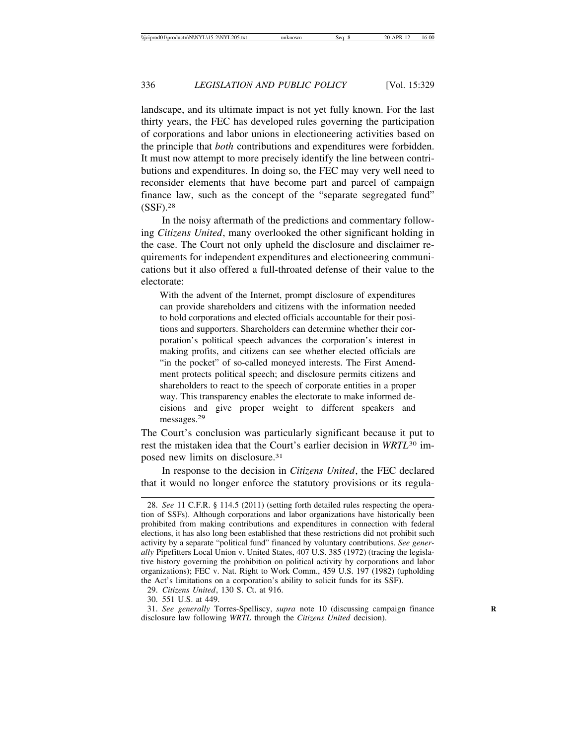landscape, and its ultimate impact is not yet fully known. For the last thirty years, the FEC has developed rules governing the participation of corporations and labor unions in electioneering activities based on the principle that *both* contributions and expenditures were forbidden. It must now attempt to more precisely identify the line between contributions and expenditures. In doing so, the FEC may very well need to reconsider elements that have become part and parcel of campaign finance law, such as the concept of the "separate segregated fund" (SSF).[28]

In the noisy aftermath of the predictions and commentary following *Citizens United*, many overlooked the other significant holding in the case. The Court not only upheld the disclosure and disclaimer requirements for independent expenditures and electioneering communications but it also offered a full-throated defense of their value to the electorate:

> With the advent of the Internet, prompt disclosure of expenditures can provide shareholders and citizens with the information needed to hold corporations and elected officials accountable for their positions and supporters. Shareholders can determine whether their corporation's political speech advances the corporation's interest in making profits, and citizens can see whether elected officials are "in the pocket" of so-called moneyed interests. The First Amendment protects political speech; and disclosure permits citizens and shareholders to react to the speech of corporate entities in a proper way. This transparency enables the electorate to make informed decisions and give proper weight to different speakers and messages.[29]

The Court's conclusion was particularly significant because it put to rest the mistaken idea that the Court's earlier decision in *WRTL*[30] imposed new limits on disclosure.[31]

In response to the decision in *Citizens United*, the FEC declared that it would no longer enforce the statutory provisions or its regula-

---

28. *See* 11 C.F.R. § 114.5 (2011) (setting forth detailed rules respecting the operation of SSFs). Although corporations and labor organizations have historically been prohibited from making contributions and expenditures in connection with federal elections, it has also long been established that these restrictions did not prohibit such activity by a separate "political fund" financed by voluntary contributions. *See generally* Pipefitters Local Union v. United States, 407 U.S. 385 (1972) (tracing the legislative history governing the prohibition on political activity by corporations and labor organizations); FEC v. Nat. Right to Work Comm., 459 U.S. 197 (1982) (upholding the Act's limitations on a corporation's ability to solicit funds for its SSF).

29. *Citizens United*, 130 S. Ct. at 916.

30. 551 U.S. at 449.

31. *See generally* Torres-Spelliscy, *supra* note 10 (discussing campaign finance disclosure law following *WRTL* through the *Citizens United* decision).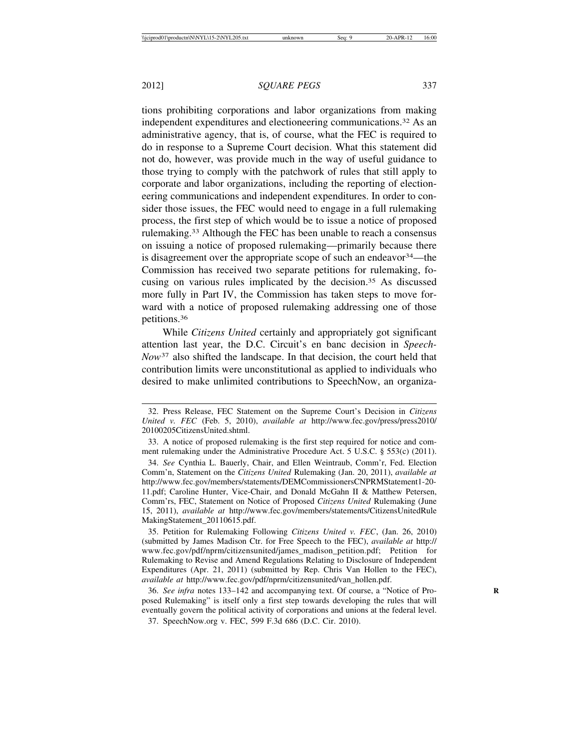tions prohibiting corporations and labor organizations from making independent expenditures and electioneering communications.[32] As an administrative agency, that is, of course, what the FEC is required to do in response to a Supreme Court decision. What this statement did not do, however, was provide much in the way of useful guidance to those trying to comply with the patchwork of rules that still apply to corporate and labor organizations, including the reporting of electioneering communications and independent expenditures. In order to consider those issues, the FEC would need to engage in a full rulemaking process, the first step of which would be to issue a notice of proposed rulemaking.[33] Although the FEC has been unable to reach a consensus on issuing a notice of proposed rulemaking—primarily because there is disagreement over the appropriate scope of such an endeavor[34]—the Commission has received two separate petitions for rulemaking, focusing on various rules implicated by the decision.[35] As discussed more fully in Part IV, the Commission has taken steps to move forward with a notice of proposed rulemaking addressing one of those petitions.[36]

While *Citizens United* certainly and appropriately got significant attention last year, the D.C. Circuit's en banc decision in *SpeechNow*[37] also shifted the landscape. In that decision, the court held that contribution limits were unconstitutional as applied to individuals who desired to make unlimited contributions to SpeechNow, an organiza-

---

32. Press Release, FEC Statement on the Supreme Court's Decision in *Citizens United v. FEC* (Feb. 5, 2010), *available at* http://www.fec.gov/press/press2010/20100205CitizensUnited.shtml.

33. A notice of proposed rulemaking is the first step required for notice and comment rulemaking under the Administrative Procedure Act. 5 U.S.C. § 553(c) (2011).

34. *See* Cynthia L. Bauerly, Chair, and Ellen Weintraub, Comm'r, Fed. Election Comm'n, Statement on the *Citizens United* Rulemaking (Jan. 20, 2011), *available at* http://www.fec.gov/members/statements/DEMCommissionersCNPRMStatement1-20-11.pdf; Caroline Hunter, Vice-Chair, and Donald McGahn II & Matthew Petersen, Comm'rs, FEC, Statement on Notice of Proposed *Citizens United* Rulemaking (June 15, 2011), *available at* http://www.fec.gov/members/statements/CitizensUnitedRuleMakingStatement_20110615.pdf.

35. Petition for Rulemaking Following *Citizens United v. FEC*, (Jan. 26, 2010) (submitted by James Madison Ctr. for Free Speech to the FEC), *available at* http://www.fec.gov/pdf/nprm/citizensunited/james_madison_petition.pdf; Petition for Rulemaking to Revise and Amend Regulations Relating to Disclosure of Independent Expenditures (Apr. 21, 2011) (submitted by Rep. Chris Van Hollen to the FEC), *available at* http://www.fec.gov/pdf/nprm/citizensunited/van_hollen.pdf.

36. *See infra* notes 133–142 and accompanying text. Of course, a "Notice of Proposed Rulemaking" is itself only a first step towards developing the rules that will eventually govern the political activity of corporations and unions at the federal level.

37. SpeechNow.org v. FEC, 599 F.3d 686 (D.C. Cir. 2010).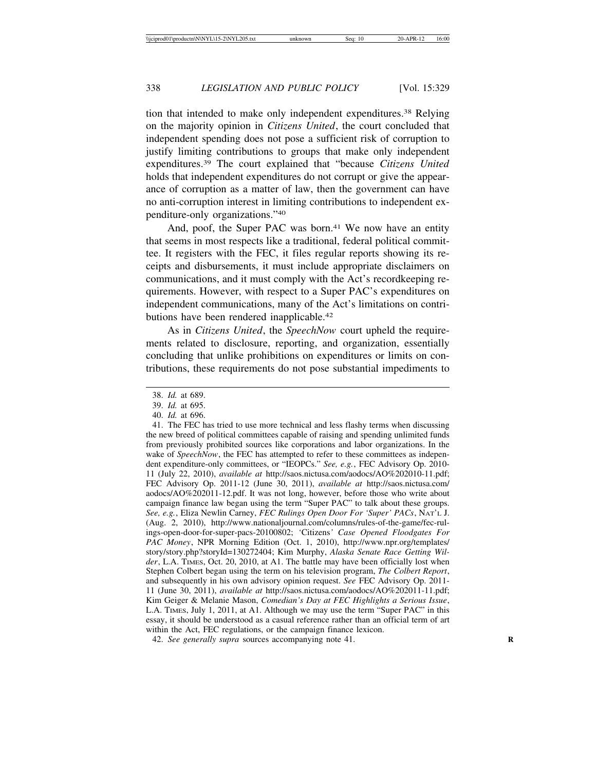tion that intended to make only independent expenditures.[38] Relying on the majority opinion in *Citizens United*, the court concluded that independent spending does not pose a sufficient risk of corruption to justify limiting contributions to groups that make only independent expenditures.[39] The court explained that "because *Citizens United* holds that independent expenditures do not corrupt or give the appearance of corruption as a matter of law, then the government can have no anti-corruption interest in limiting contributions to independent expenditure-only organizations."[40]

And, poof, the Super PAC was born.[41] We now have an entity that seems in most respects like a traditional, federal political committee. It registers with the FEC, it files regular reports showing its receipts and disbursements, it must include appropriate disclaimers on communications, and it must comply with the Act's recordkeeping requirements. However, with respect to a Super PAC's expenditures on independent communications, many of the Act's limitations on contributions have been rendered inapplicable.[42]

As in *Citizens United*, the *SpeechNow* court upheld the requirements related to disclosure, reporting, and organization, essentially concluding that unlike prohibitions on expenditures or limits on contributions, these requirements do not pose substantial impediments to

---

38. *Id.* at 689.

39. *Id.* at 695.

40. *Id.* at 696.

41. The FEC has tried to use more technical and less flashy terms when discussing the new breed of political committees capable of raising and spending unlimited funds from previously prohibited sources like corporations and labor organizations. In the wake of *SpeechNow*, the FEC has attempted to refer to these committees as independent expenditure-only committees, or "IEOPCs." *See, e.g.*, FEC Advisory Op. 2010-11 (July 22, 2010), *available at* http://saos.nictusa.com/aodocs/AO%202010-11.pdf; FEC Advisory Op. 2011-12 (June 30, 2011), *available at* http://saos.nictusa.com/aodocs/AO%202011-12.pdf. It was not long, however, before those who write about campaign finance law began using the term "Super PAC" to talk about these groups. *See, e.g.*, Eliza Newlin Carney, *FEC Rulings Open Door For 'Super' PACs*, NAT'L J. (Aug. 2, 2010), http://www.nationaljournal.com/columns/rules-of-the-game/fec-rulings-open-door-for-super-pacs-20100802; *'Citizens' Case Opened Floodgates For PAC Money*, NPR Morning Edition (Oct. 1, 2010), http://www.npr.org/templates/story/story.php?storyId=130272404; Kim Murphy, *Alaska Senate Race Getting Wilder*, L.A. TIMES, Oct. 20, 2010, at A1. The battle may have been officially lost when Stephen Colbert began using the term on his television program, *The Colbert Report*, and subsequently in his own advisory opinion request. *See* FEC Advisory Op. 2011-11 (June 30, 2011), *available at* http://saos.nictusa.com/aodocs/AO%202011-11.pdf; Kim Geiger & Melanie Mason, *Comedian's Day at FEC Highlights a Serious Issue*, L.A. TIMES, July 1, 2011, at A1. Although we may use the term "Super PAC" in this essay, it should be understood as a casual reference rather than an official term of art within the Act, FEC regulations, or the campaign finance lexicon.

42. *See generally supra* sources accompanying note 41.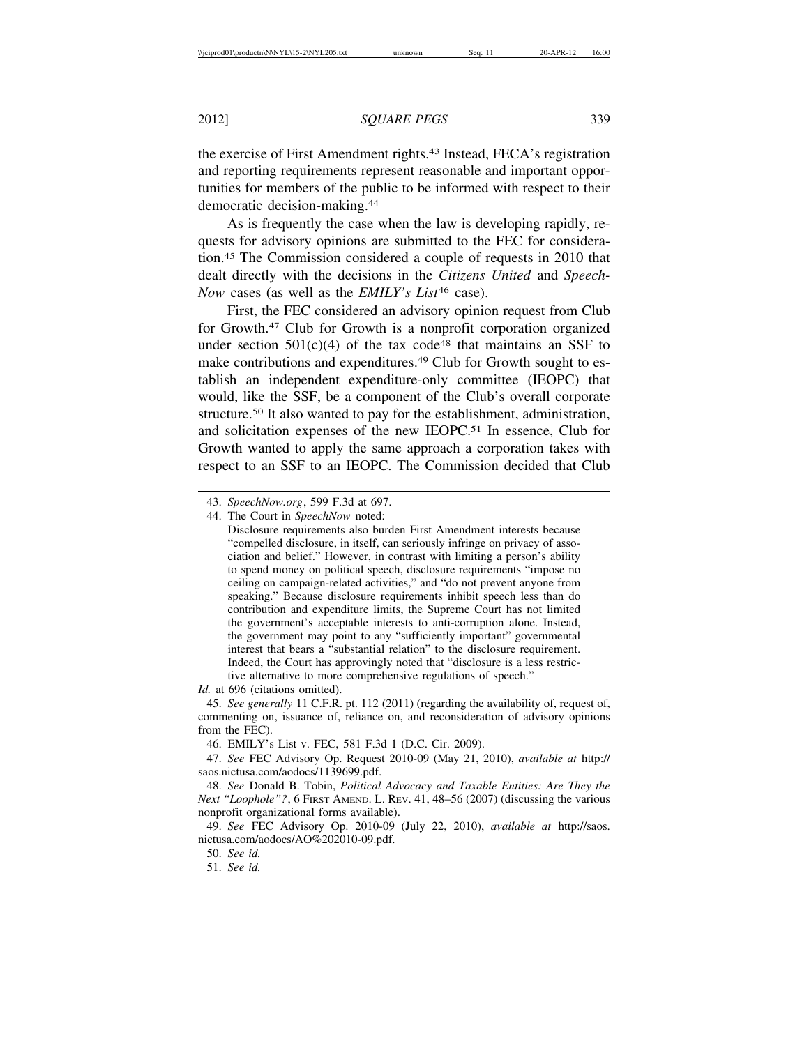the exercise of First Amendment rights.[43] Instead, FECA's registration and reporting requirements represent reasonable and important opportunities for members of the public to be informed with respect to their democratic decision-making.[44]

As is frequently the case when the law is developing rapidly, requests for advisory opinions are submitted to the FEC for consideration.[45] The Commission considered a couple of requests in 2010 that dealt directly with the decisions in the *Citizens United* and *SpeechNow* cases (as well as the *EMILY's List*[46] case).

First, the FEC considered an advisory opinion request from Club for Growth.[47] Club for Growth is a nonprofit corporation organized under section 501(c)(4) of the tax code[48] that maintains an SSF to make contributions and expenditures.[49] Club for Growth sought to establish an independent expenditure-only committee (IEOPC) that would, like the SSF, be a component of the Club's overall corporate structure.[50] It also wanted to pay for the establishment, administration, and solicitation expenses of the new IEOPC.[51] In essence, Club for Growth wanted to apply the same approach a corporation takes with respect to an SSF to an IEOPC. The Commission decided that Club

---

43. *SpeechNow.org*, 599 F.3d at 697.

44. The Court in *SpeechNow* noted:

> Disclosure requirements also burden First Amendment interests because "compelled disclosure, in itself, can seriously infringe on privacy of association and belief." However, in contrast with limiting a person's ability to spend money on political speech, disclosure requirements "impose no ceiling on campaign-related activities," and "do not prevent anyone from speaking." Because disclosure requirements inhibit speech less than do contribution and expenditure limits, the Supreme Court has not limited the government's acceptable interests to anti-corruption alone. Instead, the government may point to any "sufficiently important" governmental interest that bears a "substantial relation" to the disclosure requirement. Indeed, the Court has approvingly noted that "disclosure is a less restrictive alternative to more comprehensive regulations of speech."

*Id.* at 696 (citations omitted).

45. *See generally* 11 C.F.R. pt. 112 (2011) (regarding the availability of, request of, commenting on, issuance of, reliance on, and reconsideration of advisory opinions from the FEC).

46. EMILY's List v. FEC, 581 F.3d 1 (D.C. Cir. 2009).

47. *See* FEC Advisory Op. Request 2010-09 (May 21, 2010), *available at* http://saos.nictusa.com/aodocs/1139699.pdf.

48. *See* Donald B. Tobin, *Political Advocacy and Taxable Entities: Are They the Next "Loophole"?*, 6 FIRST AMEND. L. REV. 41, 48–56 (2007) (discussing the various nonprofit organizational forms available).

49. *See* FEC Advisory Op. 2010-09 (July 22, 2010), *available at* http://saos.nictusa.com/aodocs/AO%202010-09.pdf.

50. *See id.*

51. *See id.*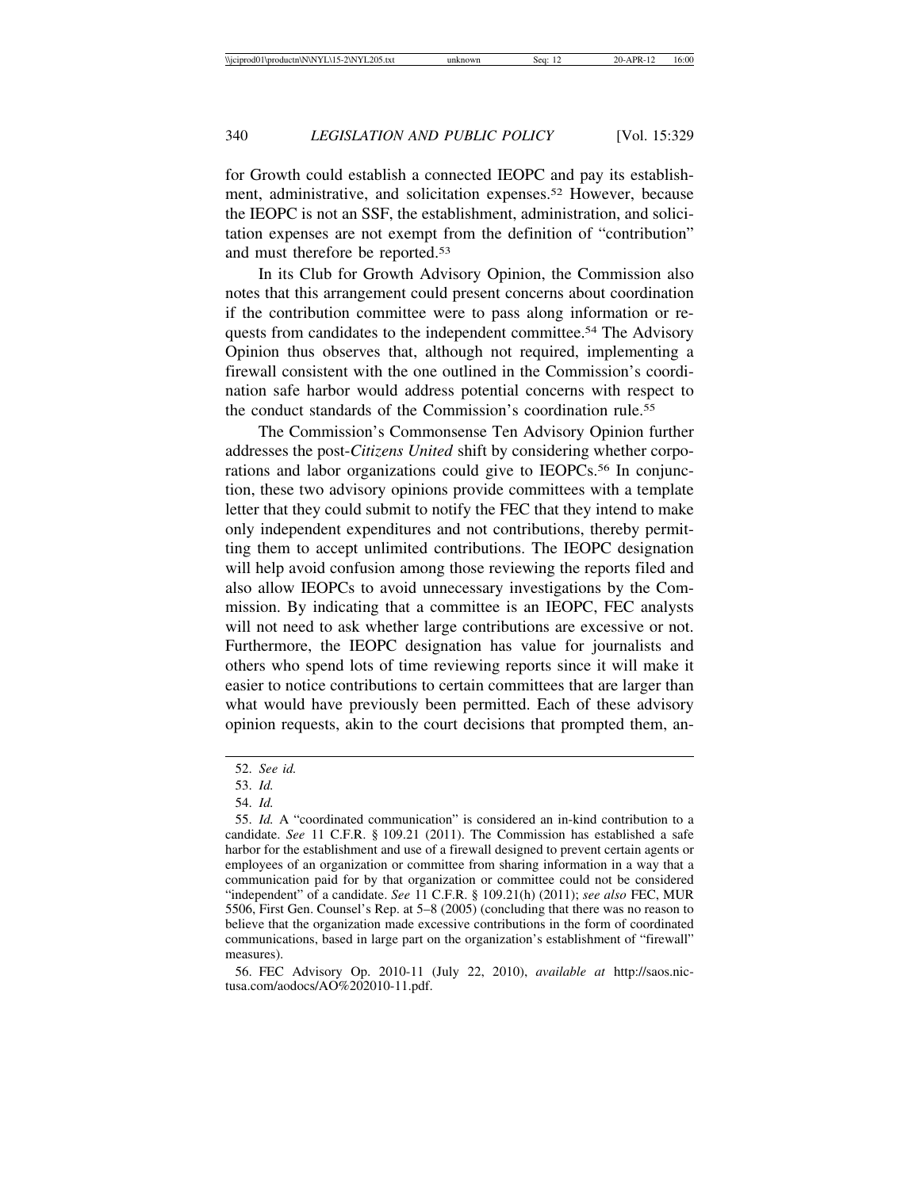for Growth could establish a connected IEOPC and pay its establishment, administrative, and solicitation expenses.[52] However, because the IEOPC is not an SSF, the establishment, administration, and solicitation expenses are not exempt from the definition of "contribution" and must therefore be reported.[53]

In its Club for Growth Advisory Opinion, the Commission also notes that this arrangement could present concerns about coordination if the contribution committee were to pass along information or requests from candidates to the independent committee.[54] The Advisory Opinion thus observes that, although not required, implementing a firewall consistent with the one outlined in the Commission's coordination safe harbor would address potential concerns with respect to the conduct standards of the Commission's coordination rule.[55]

The Commission's Commonsense Ten Advisory Opinion further addresses the post-*Citizens United* shift by considering whether corporations and labor organizations could give to IEOPCs.[56] In conjunction, these two advisory opinions provide committees with a template letter that they could submit to notify the FEC that they intend to make only independent expenditures and not contributions, thereby permitting them to accept unlimited contributions. The IEOPC designation will help avoid confusion among those reviewing the reports filed and also allow IEOPCs to avoid unnecessary investigations by the Commission. By indicating that a committee is an IEOPC, FEC analysts will not need to ask whether large contributions are excessive or not. Furthermore, the IEOPC designation has value for journalists and others who spend lots of time reviewing reports since it will make it easier to notice contributions to certain committees that are larger than what would have previously been permitted. Each of these advisory opinion requests, akin to the court decisions that prompted them, an-

52. *See id.*

53. *Id.*

54. *Id.*

55. *Id.* A "coordinated communication" is considered an in-kind contribution to a candidate. *See* 11 C.F.R. § 109.21 (2011). The Commission has established a safe harbor for the establishment and use of a firewall designed to prevent certain agents or employees of an organization or committee from sharing information in a way that a communication paid for by that organization or committee could not be considered "independent" of a candidate. *See* 11 C.F.R. § 109.21(h) (2011); *see also* FEC, MUR 5506, First Gen. Counsel's Rep. at 5–8 (2005) (concluding that there was no reason to believe that the organization made excessive contributions in the form of coordinated communications, based in large part on the organization's establishment of "firewall" measures).

56. FEC Advisory Op. 2010-11 (July 22, 2010), *available at* http://saos.nictusa.com/aodocs/AO%202010-11.pdf.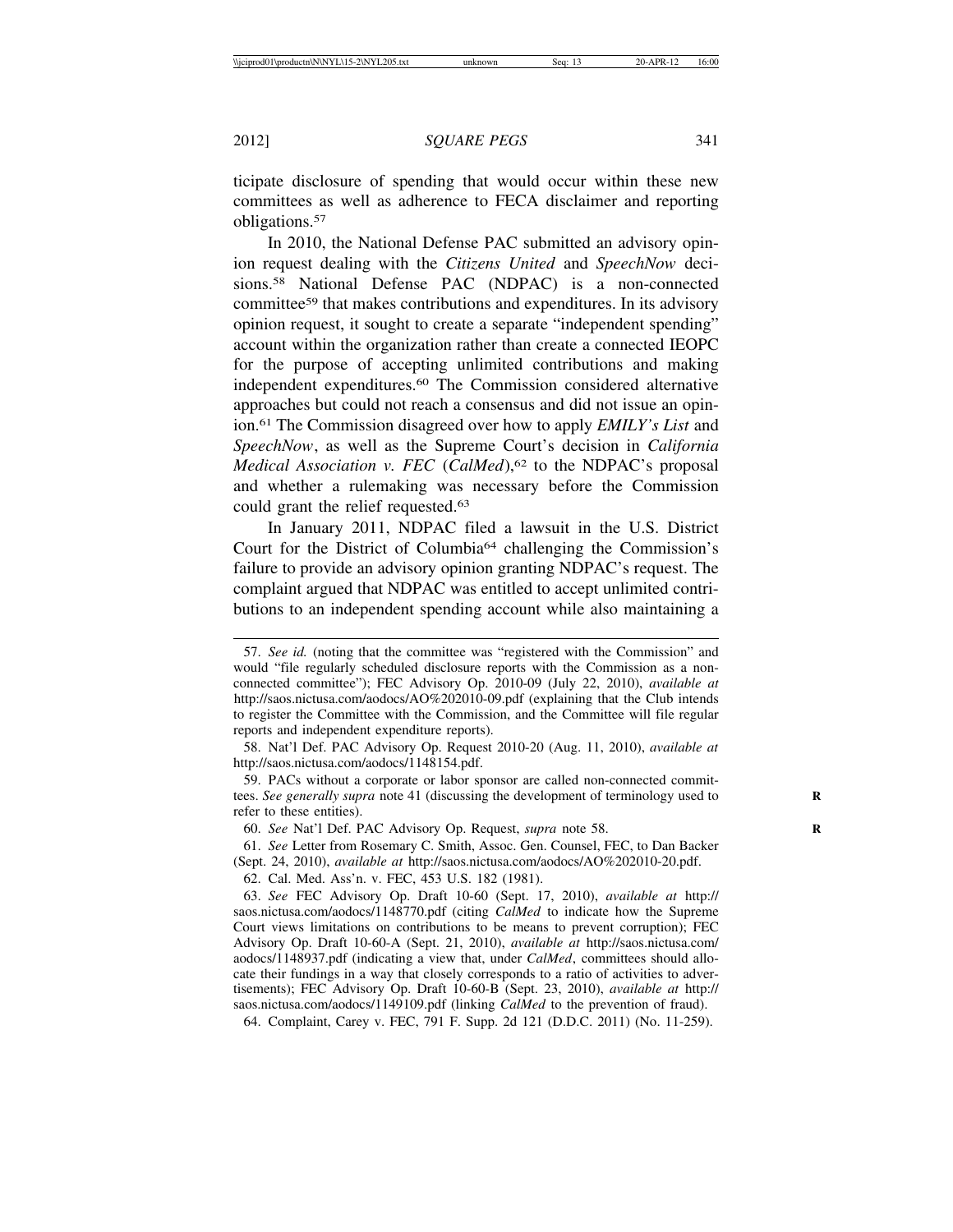ticipate disclosure of spending that would occur within these new committees as well as adherence to FECA disclaimer and reporting obligations.[57]

In 2010, the National Defense PAC submitted an advisory opinion request dealing with the *Citizens United* and *SpeechNow* decisions.[58] National Defense PAC (NDPAC) is a non-connected committee[59] that makes contributions and expenditures. In its advisory opinion request, it sought to create a separate "independent spending" account within the organization rather than create a connected IEOPC for the purpose of accepting unlimited contributions and making independent expenditures.[60] The Commission considered alternative approaches but could not reach a consensus and did not issue an opinion.[61] The Commission disagreed over how to apply *EMILY's List* and *SpeechNow*, as well as the Supreme Court's decision in *California Medical Association v. FEC* (*CalMed*),[62] to the NDPAC's proposal and whether a rulemaking was necessary before the Commission could grant the relief requested.[63]

In January 2011, NDPAC filed a lawsuit in the U.S. District Court for the District of Columbia[64] challenging the Commission's failure to provide an advisory opinion granting NDPAC's request. The complaint argued that NDPAC was entitled to accept unlimited contributions to an independent spending account while also maintaining a

---

57. *See id.* (noting that the committee was "registered with the Commission" and would "file regularly scheduled disclosure reports with the Commission as a non-connected committee"); FEC Advisory Op. 2010-09 (July 22, 2010), *available at* http://saos.nictusa.com/aodocs/AO%202010-09.pdf (explaining that the Club intends to register the Committee with the Commission, and the Committee will file regular reports and independent expenditure reports).

58. Nat'l Def. PAC Advisory Op. Request 2010-20 (Aug. 11, 2010), *available at* http://saos.nictusa.com/aodocs/1148154.pdf.

59. PACs without a corporate or labor sponsor are called non-connected committees. *See generally supra* note 41 (discussing the development of terminology used to refer to these entities).

60. *See* Nat'l Def. PAC Advisory Op. Request, *supra* note 58.

61. *See* Letter from Rosemary C. Smith, Assoc. Gen. Counsel, FEC, to Dan Backer (Sept. 24, 2010), *available at* http://saos.nictusa.com/aodocs/AO%202010-20.pdf.

62. Cal. Med. Ass'n. v. FEC, 453 U.S. 182 (1981).

63. *See* FEC Advisory Op. Draft 10-60 (Sept. 17, 2010), *available at* http://saos.nictusa.com/aodocs/1148770.pdf (citing *CalMed* to indicate how the Supreme Court views limitations on contributions to be means to prevent corruption); FEC Advisory Op. Draft 10-60-A (Sept. 21, 2010), *available at* http://saos.nictusa.com/aodocs/1148937.pdf (indicating a view that, under *CalMed*, committees should allocate their fundings in a way that closely corresponds to a ratio of activities to advertisements); FEC Advisory Op. Draft 10-60-B (Sept. 23, 2010), *available at* http://saos.nictusa.com/aodocs/1149109.pdf (linking *CalMed* to the prevention of fraud).

64. Complaint, Carey v. FEC, 791 F. Supp. 2d 121 (D.D.C. 2011) (No. 11-259).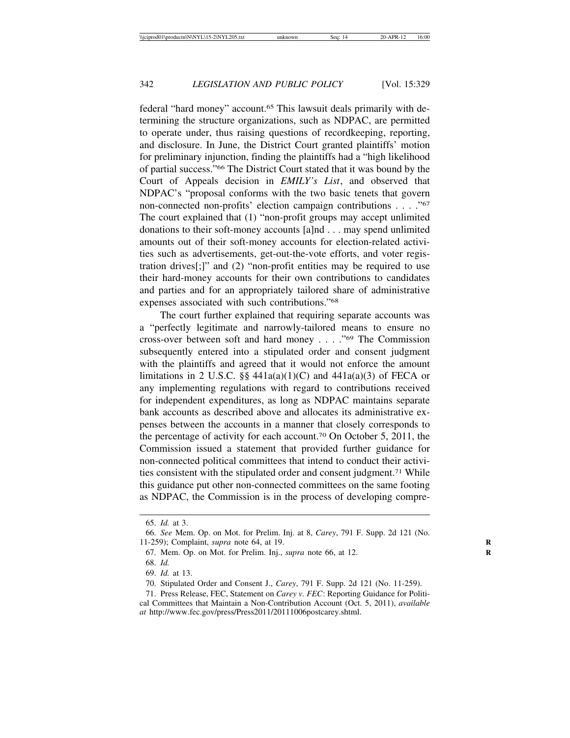federal "hard money" account.[65] This lawsuit deals primarily with determining the structure organizations, such as NDPAC, are permitted to operate under, thus raising questions of recordkeeping, reporting, and disclosure. In June, the District Court granted plaintiffs' motion for preliminary injunction, finding the plaintiffs had a "high likelihood of partial success."[66] The District Court stated that it was bound by the Court of Appeals decision in *EMILY's List*, and observed that NDPAC's "proposal conforms with the two basic tenets that govern non-connected non-profits' election campaign contributions . . . ."[67] The court explained that (1) "non-profit groups may accept unlimited donations to their soft-money accounts [a]nd . . . may spend unlimited amounts out of their soft-money accounts for election-related activities such as advertisements, get-out-the-vote efforts, and voter registration drives[;]" and (2) "non-profit entities may be required to use their hard-money accounts for their own contributions to candidates and parties and for an appropriately tailored share of administrative expenses associated with such contributions."[68]

The court further explained that requiring separate accounts was a "perfectly legitimate and narrowly-tailored means to ensure no cross-over between soft and hard money . . . ."[69] The Commission subsequently entered into a stipulated order and consent judgment with the plaintiffs and agreed that it would not enforce the amount limitations in 2 U.S.C. §§ 441a(a)(1)(C) and 441a(a)(3) of FECA or any implementing regulations with regard to contributions received for independent expenditures, as long as NDPAC maintains separate bank accounts as described above and allocates its administrative expenses between the accounts in a manner that closely corresponds to the percentage of activity for each account.[70] On October 5, 2011, the Commission issued a statement that provided further guidance for non-connected political committees that intend to conduct their activities consistent with the stipulated order and consent judgment.[71] While this guidance put other non-connected committees on the same footing as NDPAC, the Commission is in the process of developing compre-

---

65. *Id.* at 3.

66. *See* Mem. Op. on Mot. for Prelim. Inj. at 8, *Carey*, 791 F. Supp. 2d 121 (No. 11-259); Complaint, *supra* note 64, at 19.

67. Mem. Op. on Mot. for Prelim. Inj., *supra* note 66, at 12.

68. *Id.*

69. *Id.* at 13.

70. Stipulated Order and Consent J., *Carey*, 791 F. Supp. 2d 121 (No. 11-259).

71. Press Release, FEC, Statement on *Carey v. FEC*: Reporting Guidance for Political Committees that Maintain a Non-Contribution Account (Oct. 5, 2011), *available at* http://www.fec.gov/press/Press2011/20111006postcarey.shtml.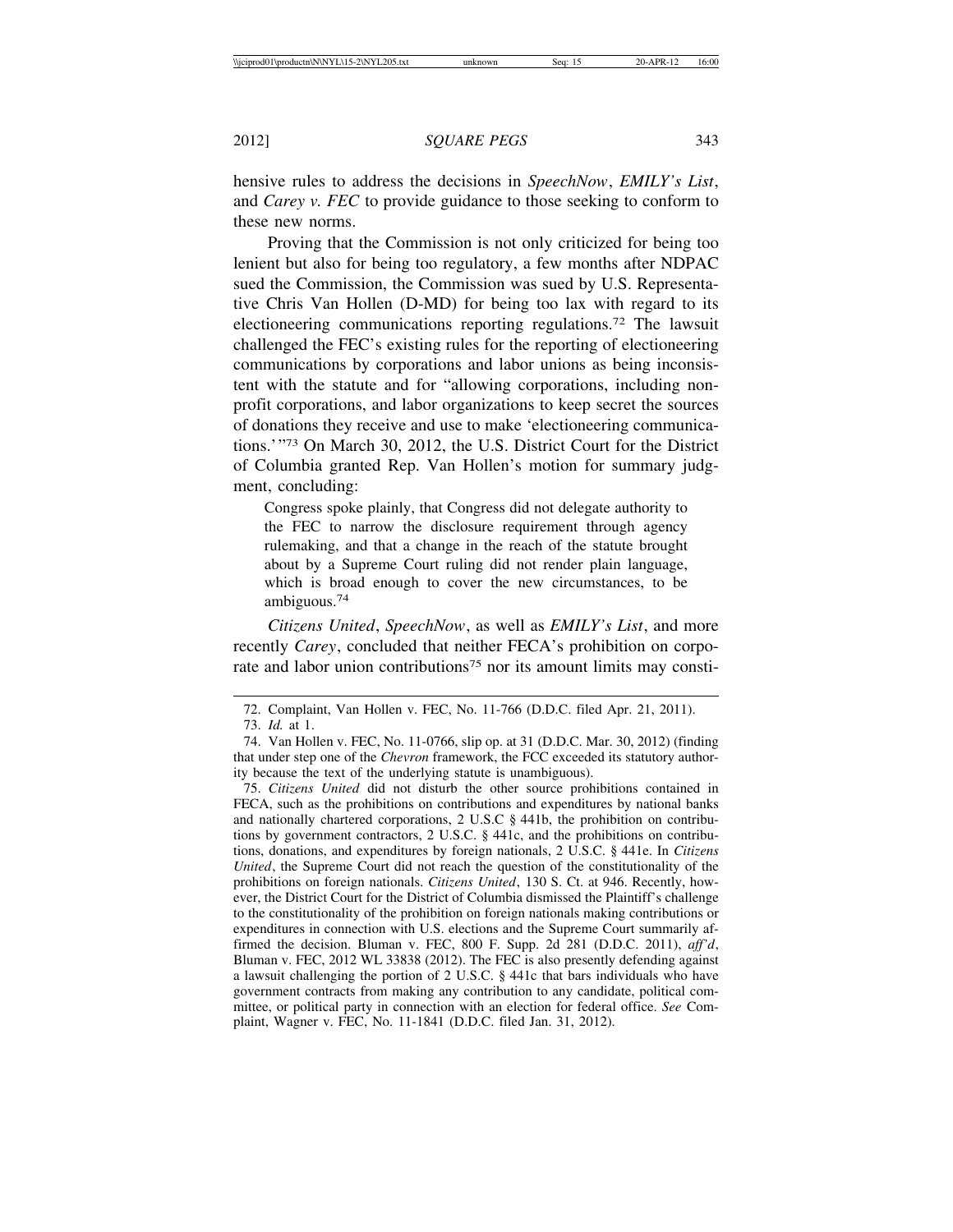hensive rules to address the decisions in *SpeechNow*, *EMILY's List*, and *Carey v. FEC* to provide guidance to those seeking to conform to these new norms.

Proving that the Commission is not only criticized for being too lenient but also for being too regulatory, a few months after NDPAC sued the Commission, the Commission was sued by U.S. Representative Chris Van Hollen (D-MD) for being too lax with regard to its electioneering communications reporting regulations.[72] The lawsuit challenged the FEC's existing rules for the reporting of electioneering communications by corporations and labor unions as being inconsistent with the statute and for "allowing corporations, including non-profit corporations, and labor organizations to keep secret the sources of donations they receive and use to make 'electioneering communications.'"[73] On March 30, 2012, the U.S. District Court for the District of Columbia granted Rep. Van Hollen's motion for summary judgment, concluding:

> Congress spoke plainly, that Congress did not delegate authority to the FEC to narrow the disclosure requirement through agency rulemaking, and that a change in the reach of the statute brought about by a Supreme Court ruling did not render plain language, which is broad enough to cover the new circumstances, to be ambiguous.[74]

*Citizens United*, *SpeechNow*, as well as *EMILY's List*, and more recently *Carey*, concluded that neither FECA's prohibition on corporate and labor union contributions[75] nor its amount limits may consti-

---

72. Complaint, Van Hollen v. FEC, No. 11-766 (D.D.C. filed Apr. 21, 2011).

73. *Id.* at 1.

74. Van Hollen v. FEC, No. 11-0766, slip op. at 31 (D.D.C. Mar. 30, 2012) (finding that under step one of the *Chevron* framework, the FCC exceeded its statutory authority because the text of the underlying statute is unambiguous).

75. *Citizens United* did not disturb the other source prohibitions contained in FECA, such as the prohibitions on contributions and expenditures by national banks and nationally chartered corporations, 2 U.S.C § 441b, the prohibition on contributions by government contractors, 2 U.S.C. § 441c, and the prohibitions on contributions, donations, and expenditures by foreign nationals, 2 U.S.C. § 441e. In *Citizens United*, the Supreme Court did not reach the question of the constitutionality of the prohibitions on foreign nationals. *Citizens United*, 130 S. Ct. at 946. Recently, however, the District Court for the District of Columbia dismissed the Plaintiff's challenge to the constitutionality of the prohibition on foreign nationals making contributions or expenditures in connection with U.S. elections and the Supreme Court summarily affirmed the decision. Bluman v. FEC, 800 F. Supp. 2d 281 (D.D.C. 2011), *aff'd*, Bluman v. FEC, 2012 WL 33838 (2012). The FEC is also presently defending against a lawsuit challenging the portion of 2 U.S.C. § 441c that bars individuals who have government contracts from making any contribution to any candidate, political committee, or political party in connection with an election for federal office. *See* Complaint, Wagner v. FEC, No. 11-1841 (D.D.C. filed Jan. 31, 2012).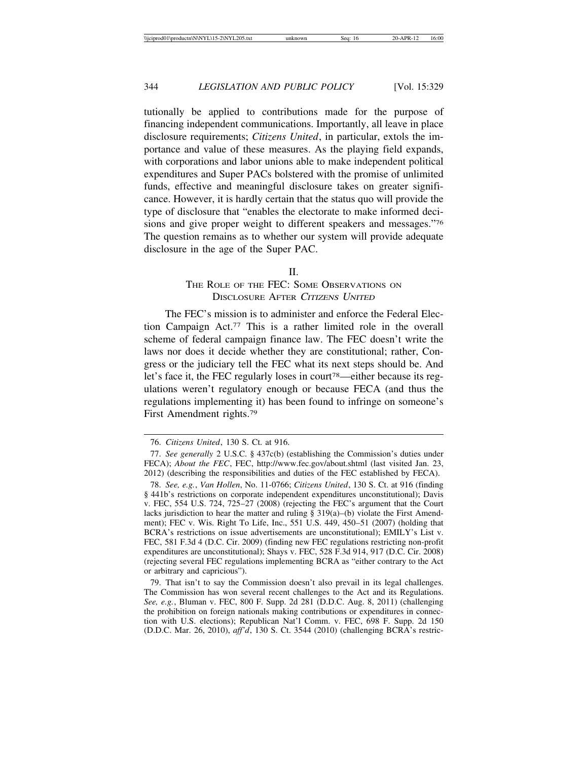tutionally be applied to contributions made for the purpose of financing independent communications. Importantly, all leave in place disclosure requirements; *Citizens United*, in particular, extols the importance and value of these measures. As the playing field expands, with corporations and labor unions able to make independent political expenditures and Super PACs bolstered with the promise of unlimited funds, effective and meaningful disclosure takes on greater significance. However, it is hardly certain that the status quo will provide the type of disclosure that "enables the electorate to make informed decisions and give proper weight to different speakers and messages."[76] The question remains as to whether our system will provide adequate disclosure in the age of the Super PAC.

## II.
## THE ROLE OF THE FEC: SOME OBSERVATIONS ON DISCLOSURE AFTER *CITIZENS UNITED*

The FEC's mission is to administer and enforce the Federal Election Campaign Act.[77] This is a rather limited role in the overall scheme of federal campaign finance law. The FEC doesn't write the laws nor does it decide whether they are constitutional; rather, Congress or the judiciary tell the FEC what its next steps should be. And let's face it, the FEC regularly loses in court[78]—either because its regulations weren't regulatory enough or because FECA (and thus the regulations implementing it) has been found to infringe on someone's First Amendment rights.[79]

76. *Citizens United*, 130 S. Ct. at 916.

77. *See generally* 2 U.S.C. § 437c(b) (establishing the Commission's duties under FECA); *About the FEC*, FEC, http://www.fec.gov/about.shtml (last visited Jan. 23, 2012) (describing the responsibilities and duties of the FEC established by FECA).

78. *See, e.g.*, *Van Hollen*, No. 11-0766; *Citizens United*, 130 S. Ct. at 916 (finding § 441b's restrictions on corporate independent expenditures unconstitutional); Davis v. FEC, 554 U.S. 724, 725–27 (2008) (rejecting the FEC's argument that the Court lacks jurisdiction to hear the matter and ruling § 319(a)–(b) violate the First Amendment); FEC v. Wis. Right To Life, Inc., 551 U.S. 449, 450–51 (2007) (holding that BCRA's restrictions on issue advertisements are unconstitutional); EMILY's List v. FEC, 581 F.3d 4 (D.C. Cir. 2009) (finding new FEC regulations restricting non-profit expenditures are unconstitutional); Shays v. FEC, 528 F.3d 914, 917 (D.C. Cir. 2008) (rejecting several FEC regulations implementing BCRA as "either contrary to the Act or arbitrary and capricious").

79. That isn't to say the Commission doesn't also prevail in its legal challenges. The Commission has won several recent challenges to the Act and its Regulations. *See, e.g.*, Bluman v. FEC, 800 F. Supp. 2d 281 (D.D.C. Aug. 8, 2011) (challenging the prohibition on foreign nationals making contributions or expenditures in connection with U.S. elections); Republican Nat'l Comm. v. FEC, 698 F. Supp. 2d 150 (D.D.C. Mar. 26, 2010), *aff'd*, 130 S. Ct. 3544 (2010) (challenging BCRA's restric-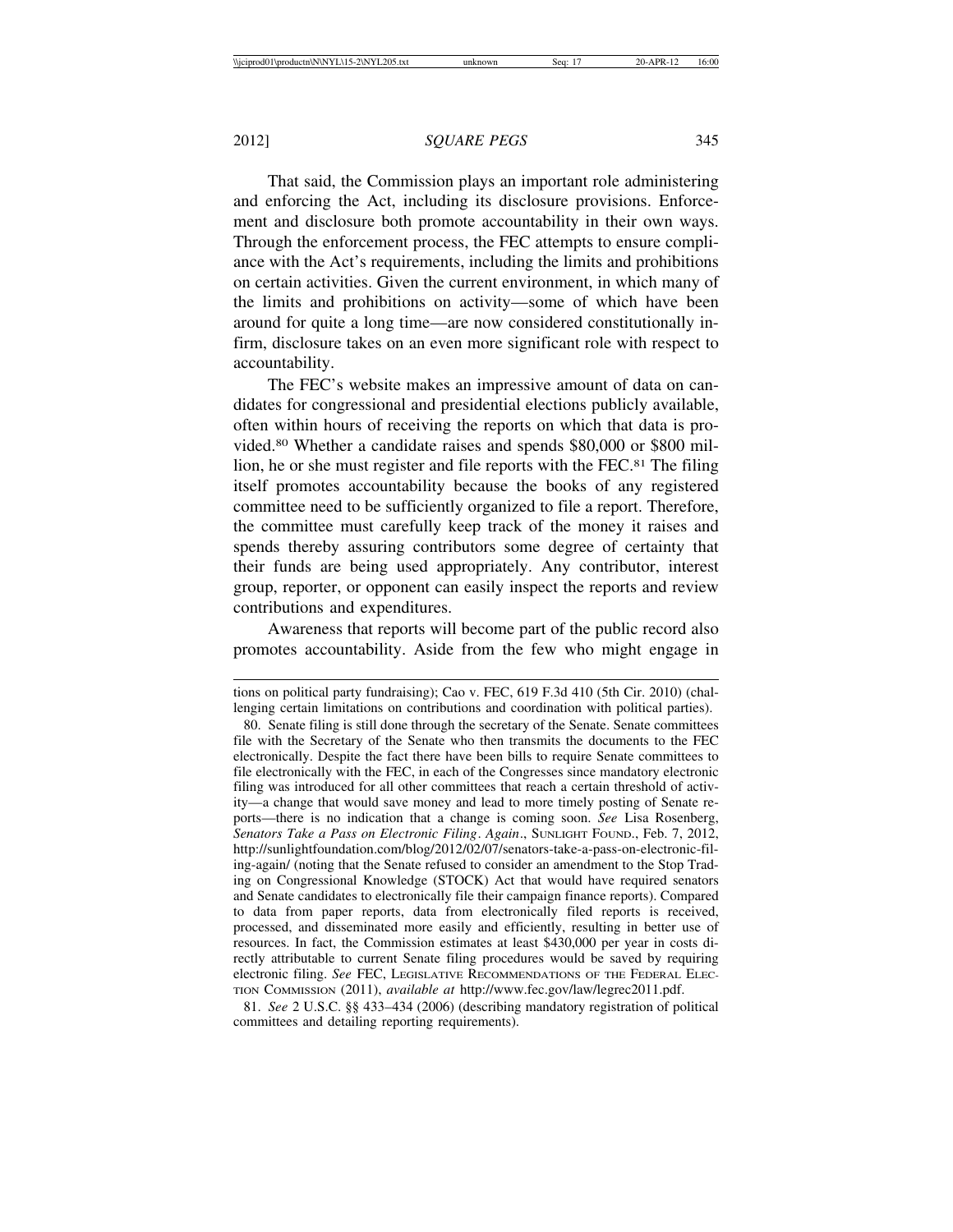That said, the Commission plays an important role administering and enforcing the Act, including its disclosure provisions. Enforcement and disclosure both promote accountability in their own ways. Through the enforcement process, the FEC attempts to ensure compliance with the Act's requirements, including the limits and prohibitions on certain activities. Given the current environment, in which many of the limits and prohibitions on activity—some of which have been around for quite a long time—are now considered constitutionally infirm, disclosure takes on an even more significant role with respect to accountability.

The FEC's website makes an impressive amount of data on candidates for congressional and presidential elections publicly available, often within hours of receiving the reports on which that data is provided.[80] Whether a candidate raises and spends $80,000 or $800 million, he or she must register and file reports with the FEC.[81] The filing itself promotes accountability because the books of any registered committee need to be sufficiently organized to file a report. Therefore, the committee must carefully keep track of the money it raises and spends thereby assuring contributors some degree of certainty that their funds are being used appropriately. Any contributor, interest group, reporter, or opponent can easily inspect the reports and review contributions and expenditures.

Awareness that reports will become part of the public record also promotes accountability. Aside from the few who might engage in

---

tions on political party fundraising); Cao v. FEC, 619 F.3d 410 (5th Cir. 2010) (challenging certain limitations on contributions and coordination with political parties).

80. Senate filing is still done through the secretary of the Senate. Senate committees file with the Secretary of the Senate who then transmits the documents to the FEC electronically. Despite the fact there have been bills to require Senate committees to file electronically with the FEC, in each of the Congresses since mandatory electronic filing was introduced for all other committees that reach a certain threshold of activity—a change that would save money and lead to more timely posting of Senate reports—there is no indication that a change is coming soon. *See* Lisa Rosenberg, *Senators Take a Pass on Electronic Filing. Again.*, SUNLIGHT FOUND., Feb. 7, 2012, http://sunlightfoundation.com/blog/2012/02/07/senators-take-a-pass-on-electronic-filing-again/ (noting that the Senate refused to consider an amendment to the Stop Trading on Congressional Knowledge (STOCK) Act that would have required senators and Senate candidates to electronically file their campaign finance reports). Compared to data from paper reports, data from electronically filed reports is received, processed, and disseminated more easily and efficiently, resulting in better use of resources. In fact, the Commission estimates at least $430,000 per year in costs directly attributable to current Senate filing procedures would be saved by requiring electronic filing. *See* FEC, LEGISLATIVE RECOMMENDATIONS OF THE FEDERAL ELECTION COMMISSION (2011), *available at* http://www.fec.gov/law/legrec2011.pdf.

81. *See* 2 U.S.C. §§ 433–434 (2006) (describing mandatory registration of political committees and detailing reporting requirements).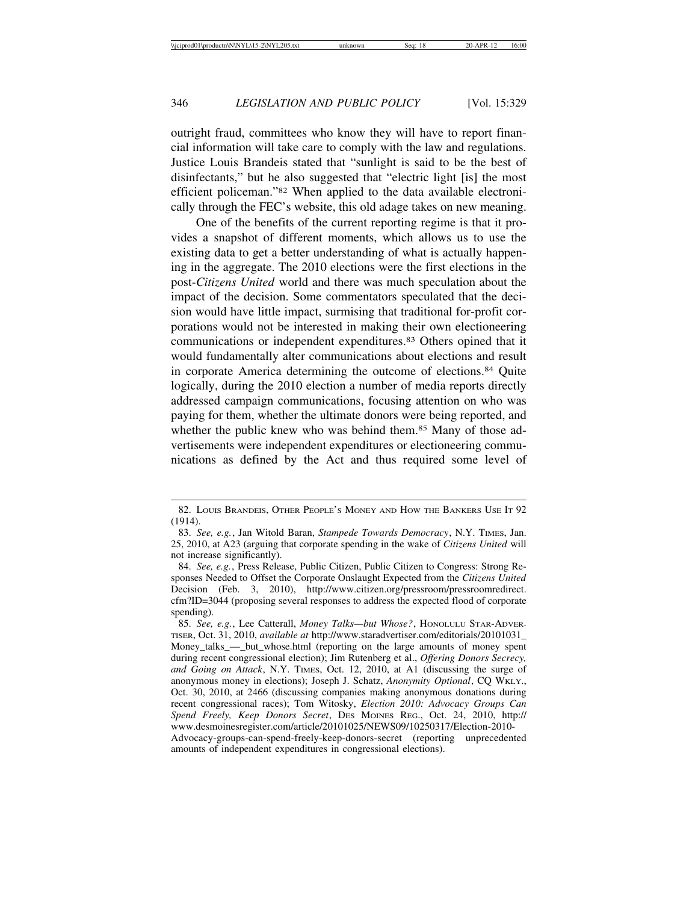outright fraud, committees who know they will have to report financial information will take care to comply with the law and regulations. Justice Louis Brandeis stated that "sunlight is said to be the best of disinfectants," but he also suggested that "electric light [is] the most efficient policeman."[82] When applied to the data available electronically through the FEC's website, this old adage takes on new meaning.

One of the benefits of the current reporting regime is that it provides a snapshot of different moments, which allows us to use the existing data to get a better understanding of what is actually happening in the aggregate. The 2010 elections were the first elections in the post-*Citizens United* world and there was much speculation about the impact of the decision. Some commentators speculated that the decision would have little impact, surmising that traditional for-profit corporations would not be interested in making their own electioneering communications or independent expenditures.[83] Others opined that it would fundamentally alter communications about elections and result in corporate America determining the outcome of elections.[84] Quite logically, during the 2010 election a number of media reports directly addressed campaign communications, focusing attention on who was paying for them, whether the ultimate donors were being reported, and whether the public knew who was behind them.[85] Many of those advertisements were independent expenditures or electioneering communications as defined by the Act and thus required some level of

---

82. Louis Brandeis, Other People's Money and How the Bankers Use It 92 (1914).

83. *See, e.g.*, Jan Witold Baran, *Stampede Towards Democracy*, N.Y. Times, Jan. 25, 2010, at A23 (arguing that corporate spending in the wake of *Citizens United* will not increase significantly).

84. *See, e.g.*, Press Release, Public Citizen, Public Citizen to Congress: Strong Responses Needed to Offset the Corporate Onslaught Expected from the *Citizens United* Decision (Feb. 3, 2010), http://www.citizen.org/pressroom/pressroomredirect.cfm?ID=3044 (proposing several responses to address the expected flood of corporate spending).

85. *See, e.g.*, Lee Catterall, *Money Talks—but Whose?*, Honolulu Star-Advertiser, Oct. 31, 2010, *available at* http://www.staradvertiser.com/editorials/20101031_Money_talks_—_but_whose.html (reporting on the large amounts of money spent during recent congressional election); Jim Rutenberg et al., *Offering Donors Secrecy, and Going on Attack*, N.Y. Times, Oct. 12, 2010, at A1 (discussing the surge of anonymous money in elections); Joseph J. Schatz, *Anonymity Optional*, CQ Wkly., Oct. 30, 2010, at 2466 (discussing companies making anonymous donations during recent congressional races); Tom Witosky, *Election 2010: Advocacy Groups Can Spend Freely, Keep Donors Secret*, Des Moines Reg., Oct. 24, 2010, http://www.desmoinesregister.com/article/20101025/NEWS09/10250317/Election-2010-Advocacy-groups-can-spend-freely-keep-donors-secret (reporting unprecedented amounts of independent expenditures in congressional elections).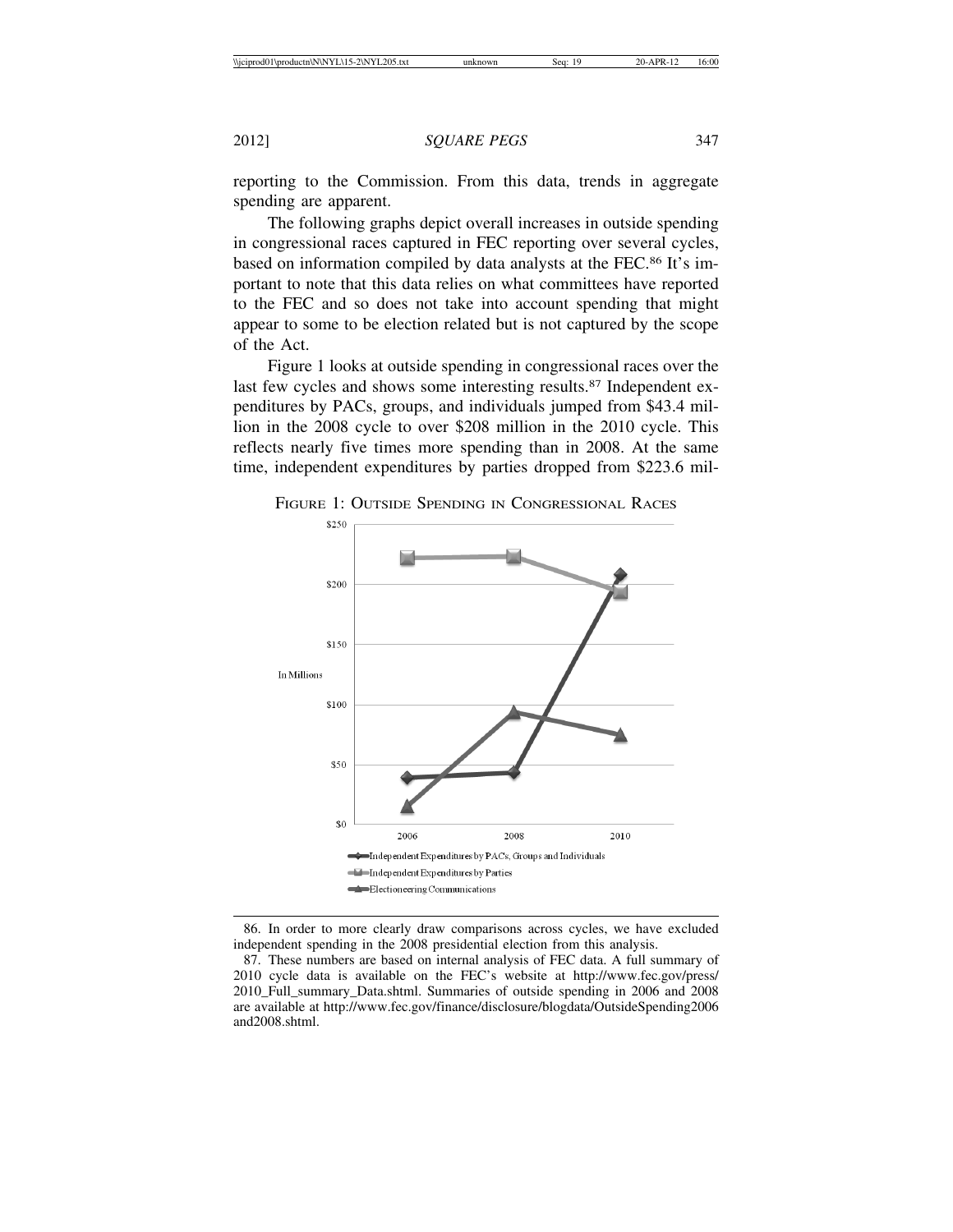reporting to the Commission. From this data, trends in aggregate spending are apparent.

The following graphs depict overall increases in outside spending in congressional races captured in FEC reporting over several cycles, based on information compiled by data analysts at the FEC.[86] It's important to note that this data relies on what committees have reported to the FEC and so does not take into account spending that might appear to some to be election related but is not captured by the scope of the Act.

Figure 1 looks at outside spending in congressional races over the last few cycles and shows some interesting results.[87] Independent expenditures by PACs, groups, and individuals jumped from $43.4 million in the 2008 cycle to over $208 million in the 2010 cycle. This reflects nearly five times more spending than in 2008. At the same time, independent expenditures by parties dropped from $223.6 mil-

FIGURE 1: OUTSIDE SPENDING IN CONGRESSIONAL RACES

$250
$200
$150
In Millions
$100
$50
$0
2006
2008
2010

Independent Expenditures by PACs, Groups and Individuals
Independent Expenditures by Parties
Electioneering Communications

86. In order to more clearly draw comparisons across cycles, we have excluded independent spending in the 2008 presidential election from this analysis.

87. These numbers are based on internal analysis of FEC data. A full summary of 2010 cycle data is available on the FEC's website at http://www.fec.gov/press/2010_Full_summary_Data.shtml. Summaries of outside spending in 2006 and 2008 are available at http://www.fec.gov/finance/disclosure/blogdata/OutsideSpending2006and2008.shtml.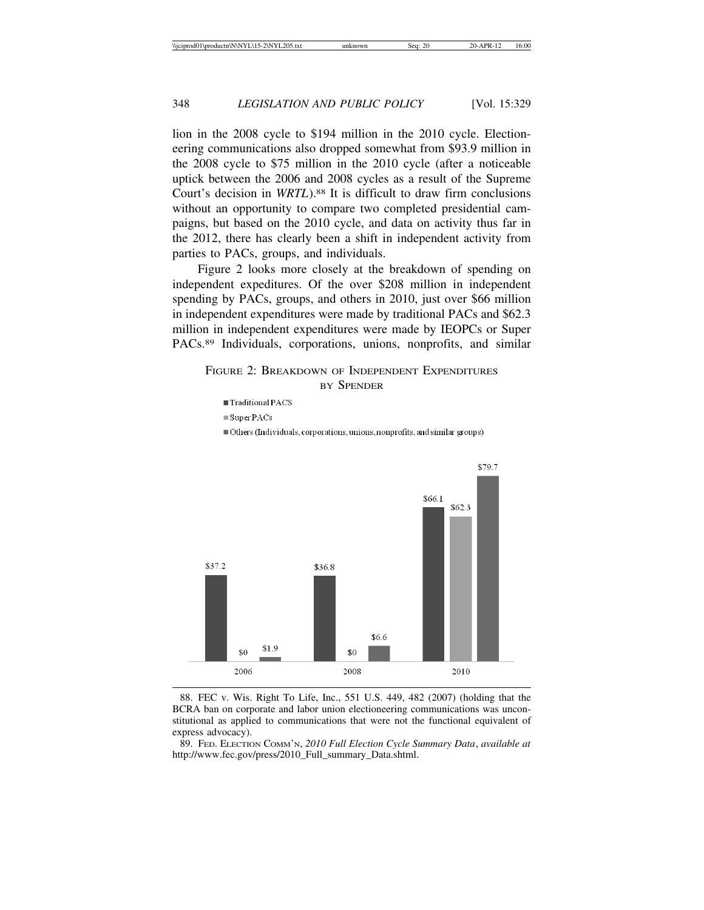lion in the 2008 cycle to $194 million in the 2010 cycle. Electioneering communications also dropped somewhat from $93.9 million in the 2008 cycle to $75 million in the 2010 cycle (after a noticeable uptick between the 2006 and 2008 cycles as a result of the Supreme Court's decision in *WRTL*).[88] It is difficult to draw firm conclusions without an opportunity to compare two completed presidential campaigns, but based on the 2010 cycle, and data on activity thus far in the 2012, there has clearly been a shift in independent activity from parties to PACs, groups, and individuals.

Figure 2 looks more closely at the breakdown of spending on independent expeditures. Of the over $208 million in independent spending by PACs, groups, and others in 2010, just over $66 million in independent expenditures were made by traditional PACs and $62.3 million in independent expenditures were made by IEOPCs or Super PACs.[89] Individuals, corporations, unions, nonprofits, and similar

FIGURE 2: BREAKDOWN OF INDEPENDENT EXPENDITURES BY SPENDER

Traditional PACS

Super PACs

Others (Individuals, corporations, unions, nonprofits, and similar groups)

$37.2
$0
$1.9
$36.8
$0
$6.6
$66.1
$62.3
$79.7

2006
2008
2010

88. FEC v. Wis. Right To Life, Inc., 551 U.S. 449, 482 (2007) (holding that the BCRA ban on corporate and labor union electioneering communications was unconstitutional as applied to communications that were not the functional equivalent of express advocacy).

89. FED. ELECTION COMM'N, *2010 Full Election Cycle Summary Data*, *available at* http://www.fec.gov/press/2010_Full_summary_Data.shtml.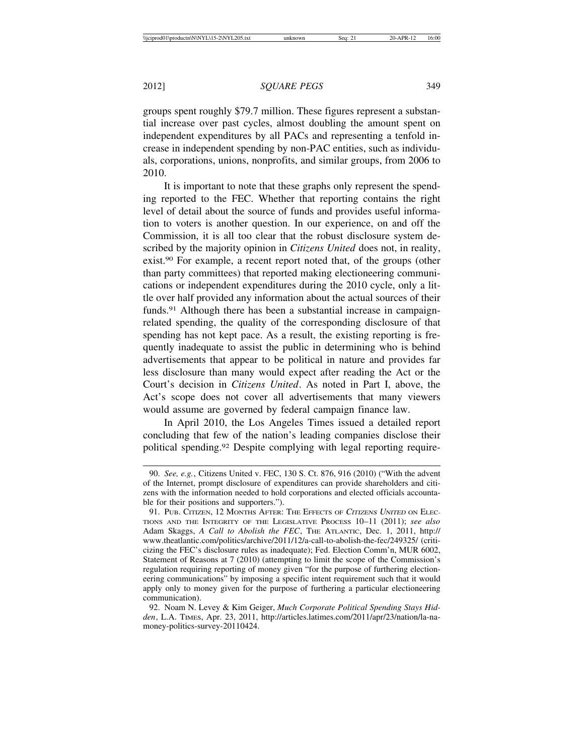groups spent roughly $79.7 million. These figures represent a substantial increase over past cycles, almost doubling the amount spent on independent expenditures by all PACs and representing a tenfold increase in independent spending by non-PAC entities, such as individuals, corporations, unions, nonprofits, and similar groups, from 2006 to 2010.

It is important to note that these graphs only represent the spending reported to the FEC. Whether that reporting contains the right level of detail about the source of funds and provides useful information to voters is another question. In our experience, on and off the Commission, it is all too clear that the robust disclosure system described by the majority opinion in *Citizens United* does not, in reality, exist.[90] For example, a recent report noted that, of the groups (other than party committees) that reported making electioneering communications or independent expenditures during the 2010 cycle, only a little over half provided any information about the actual sources of their funds.[91] Although there has been a substantial increase in campaign-related spending, the quality of the corresponding disclosure of that spending has not kept pace. As a result, the existing reporting is frequently inadequate to assist the public in determining who is behind advertisements that appear to be political in nature and provides far less disclosure than many would expect after reading the Act or the Court's decision in *Citizens United*. As noted in Part I, above, the Act's scope does not cover all advertisements that many viewers would assume are governed by federal campaign finance law.

In April 2010, the Los Angeles Times issued a detailed report concluding that few of the nation's leading companies disclose their political spending.[92] Despite complying with legal reporting require-

90. *See, e.g.*, Citizens United v. FEC, 130 S. Ct. 876, 916 (2010) ("With the advent of the Internet, prompt disclosure of expenditures can provide shareholders and citizens with the information needed to hold corporations and elected officials accountable for their positions and supporters.").

91. PUB. CITIZEN, 12 MONTHS AFTER: THE EFFECTS OF *CITIZENS UNITED* ON ELECTIONS AND THE INTEGRITY OF THE LEGISLATIVE PROCESS 10–11 (2011); *see also* Adam Skaggs, *A Call to Abolish the FEC*, THE ATLANTIC, Dec. 1, 2011, http://www.theatlantic.com/politics/archive/2011/12/a-call-to-abolish-the-fec/249325/ (criticizing the FEC's disclosure rules as inadequate); Fed. Election Comm'n, MUR 6002, Statement of Reasons at 7 (2010) (attempting to limit the scope of the Commission's regulation requiring reporting of money given "for the purpose of furthering electioneering communications" by imposing a specific intent requirement such that it would apply only to money given for the purpose of furthering a particular electioneering communication).

92. Noam N. Levey & Kim Geiger, *Much Corporate Political Spending Stays Hidden*, L.A. TIMES, Apr. 23, 2011, http://articles.latimes.com/2011/apr/23/nation/la-na-money-politics-survey-20110424.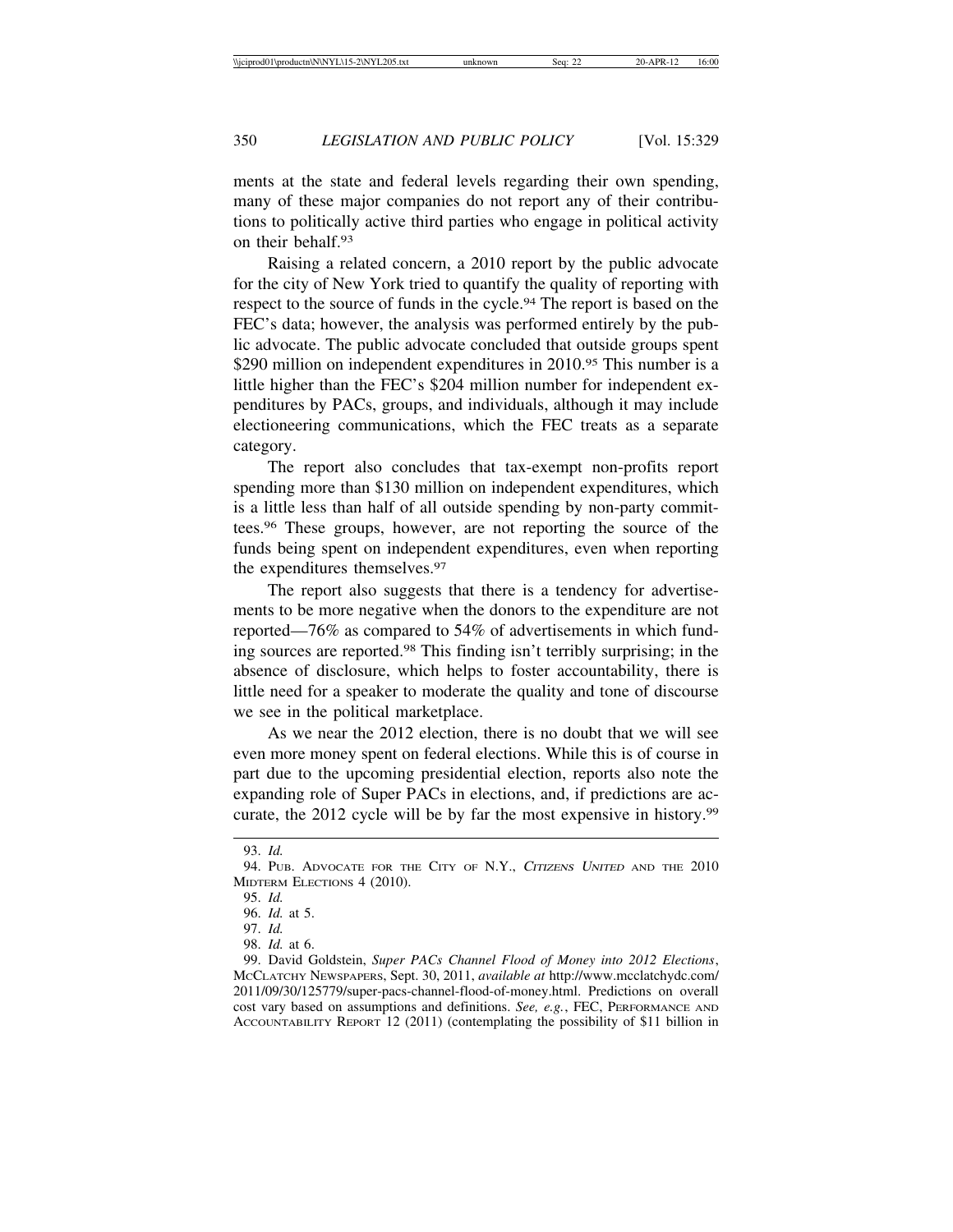ments at the state and federal levels regarding their own spending, many of these major companies do not report any of their contributions to politically active third parties who engage in political activity on their behalf.[93]

Raising a related concern, a 2010 report by the public advocate for the city of New York tried to quantify the quality of reporting with respect to the source of funds in the cycle.[94] The report is based on the FEC's data; however, the analysis was performed entirely by the public advocate. The public advocate concluded that outside groups spent $290 million on independent expenditures in 2010.[95] This number is a little higher than the FEC's $204 million number for independent expenditures by PACs, groups, and individuals, although it may include electioneering communications, which the FEC treats as a separate category.

The report also concludes that tax-exempt non-profits report spending more than $130 million on independent expenditures, which is a little less than half of all outside spending by non-party committees.[96] These groups, however, are not reporting the source of the funds being spent on independent expenditures, even when reporting the expenditures themselves.[97]

The report also suggests that there is a tendency for advertisements to be more negative when the donors to the expenditure are not reported—76% as compared to 54% of advertisements in which funding sources are reported.[98] This finding isn't terribly surprising; in the absence of disclosure, which helps to foster accountability, there is little need for a speaker to moderate the quality and tone of discourse we see in the political marketplace.

As we near the 2012 election, there is no doubt that we will see even more money spent on federal elections. While this is of course in part due to the upcoming presidential election, reports also note the expanding role of Super PACs in elections, and, if predictions are accurate, the 2012 cycle will be by far the most expensive in history.[99]

---

93. *Id.*

94. PUB. ADVOCATE FOR THE CITY OF N.Y., *CITIZENS UNITED* AND THE 2010 MIDTERM ELECTIONS 4 (2010).

95. *Id.*

96. *Id.* at 5.

97. *Id.*

98. *Id.* at 6.

99. David Goldstein, *Super PACs Channel Flood of Money into 2012 Elections*, MCCLATCHY NEWSPAPERS, Sept. 30, 2011, *available at* http://www.mcclatchydc.com/2011/09/30/125779/super-pacs-channel-flood-of-money.html. Predictions on overall cost vary based on assumptions and definitions. *See, e.g.*, FEC, PERFORMANCE AND ACCOUNTABILITY REPORT 12 (2011) (contemplating the possibility of $11 billion in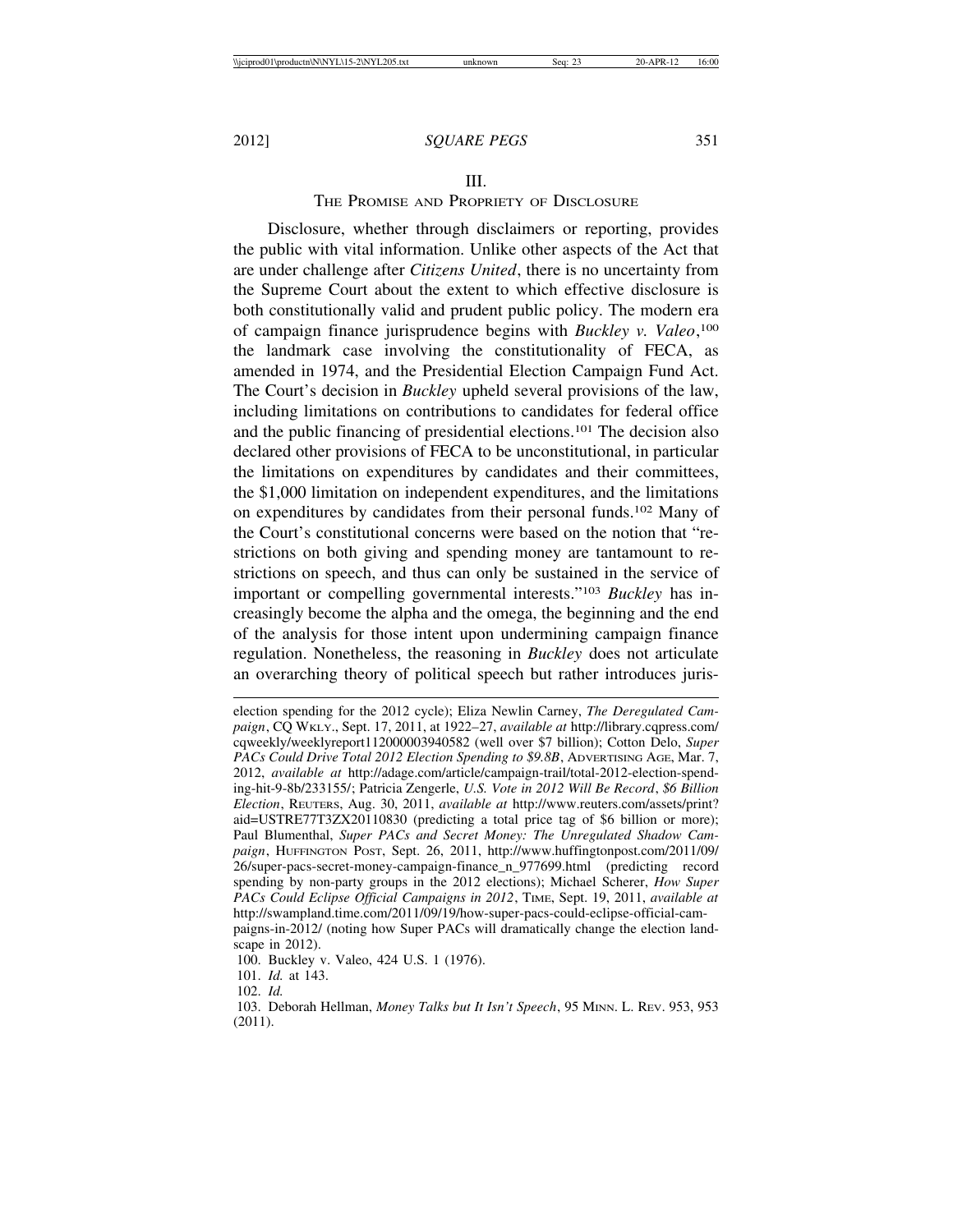## III.
## THE PROMISE AND PROPRIETY OF DISCLOSURE

Disclosure, whether through disclaimers or reporting, provides the public with vital information. Unlike other aspects of the Act that are under challenge after *Citizens United*, there is no uncertainty from the Supreme Court about the extent to which effective disclosure is both constitutionally valid and prudent public policy. The modern era of campaign finance jurisprudence begins with *Buckley v. Valeo*,[100] the landmark case involving the constitutionality of FECA, as amended in 1974, and the Presidential Election Campaign Fund Act. The Court's decision in *Buckley* upheld several provisions of the law, including limitations on contributions to candidates for federal office and the public financing of presidential elections.[101] The decision also declared other provisions of FECA to be unconstitutional, in particular the limitations on expenditures by candidates and their committees, the $1,000 limitation on independent expenditures, and the limitations on expenditures by candidates from their personal funds.[102] Many of the Court's constitutional concerns were based on the notion that "restrictions on both giving and spending money are tantamount to restrictions on speech, and thus can only be sustained in the service of important or compelling governmental interests."[103] *Buckley* has increasingly become the alpha and the omega, the beginning and the end of the analysis for those intent upon undermining campaign finance regulation. Nonetheless, the reasoning in *Buckley* does not articulate an overarching theory of political speech but rather introduces juris-

---

election spending for the 2012 cycle); Eliza Newlin Carney, *The Deregulated Campaign*, CQ WKLY., Sept. 17, 2011, at 1922–27, *available at* http://library.cqpress.com/cqweekly/weeklyreport112000003940582 (well over $7 billion); Cotton Delo, *Super PACs Could Drive Total 2012 Election Spending to $9.8B*, ADVERTISING AGE, Mar. 7, 2012, *available at* http://adage.com/article/campaign-trail/total-2012-election-spending-hit-9-8b/233155/; Patricia Zengerle, *U.S. Vote in 2012 Will Be Record, $6 Billion Election*, REUTERS, Aug. 30, 2011, *available at* http://www.reuters.com/assets/print?aid=USTRE77T3ZX20110830 (predicting a total price tag of $6 billion or more); Paul Blumenthal, *Super PACs and Secret Money: The Unregulated Shadow Campaign*, HUFFINGTON POST, Sept. 26, 2011, http://www.huffingtonpost.com/2011/09/26/super-pacs-secret-money-campaign-finance_n_977699.html (predicting record spending by non-party groups in the 2012 elections); Michael Scherer, *How Super PACs Could Eclipse Official Campaigns in 2012*, TIME, Sept. 19, 2011, *available at* http://swampland.time.com/2011/09/19/how-super-pacs-could-eclipse-official-campaigns-in-2012/ (noting how Super PACs will dramatically change the election landscape in 2012).

100. Buckley v. Valeo, 424 U.S. 1 (1976).

101. *Id.* at 143.

102. *Id.*

103. Deborah Hellman, *Money Talks but It Isn't Speech*, 95 MINN. L. REV. 953, 953 (2011).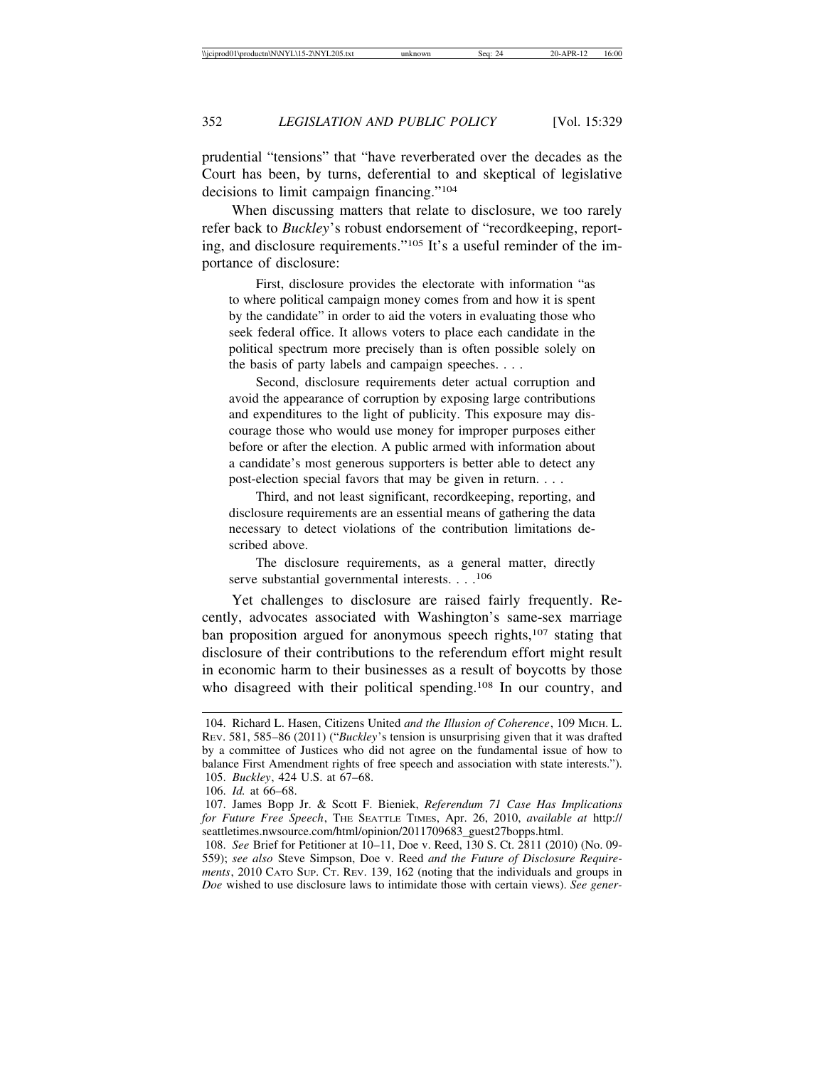prudential "tensions" that "have reverberated over the decades as the Court has been, by turns, deferential to and skeptical of legislative decisions to limit campaign financing."[104]

When discussing matters that relate to disclosure, we too rarely refer back to *Buckley*'s robust endorsement of "recordkeeping, reporting, and disclosure requirements."[105] It's a useful reminder of the importance of disclosure:

> First, disclosure provides the electorate with information "as to where political campaign money comes from and how it is spent by the candidate" in order to aid the voters in evaluating those who seek federal office. It allows voters to place each candidate in the political spectrum more precisely than is often possible solely on the basis of party labels and campaign speeches. . . .
>
> Second, disclosure requirements deter actual corruption and avoid the appearance of corruption by exposing large contributions and expenditures to the light of publicity. This exposure may discourage those who would use money for improper purposes either before or after the election. A public armed with information about a candidate's most generous supporters is better able to detect any post-election special favors that may be given in return. . . .
>
> Third, and not least significant, recordkeeping, reporting, and disclosure requirements are an essential means of gathering the data necessary to detect violations of the contribution limitations described above.
>
> The disclosure requirements, as a general matter, directly serve substantial governmental interests. . . .[106]

Yet challenges to disclosure are raised fairly frequently. Recently, advocates associated with Washington's same-sex marriage ban proposition argued for anonymous speech rights,[107] stating that disclosure of their contributions to the referendum effort might result in economic harm to their businesses as a result of boycotts by those who disagreed with their political spending.[108] In our country, and

---

104. Richard L. Hasen, Citizens United *and the Illusion of Coherence*, 109 MICH. L. REV. 581, 585–86 (2011) ("*Buckley*'s tension is unsurprising given that it was drafted by a committee of Justices who did not agree on the fundamental issue of how to balance First Amendment rights of free speech and association with state interests.").

105. *Buckley*, 424 U.S. at 67–68.

106. *Id.* at 66–68.

107. James Bopp Jr. & Scott F. Bieniek, *Referendum 71 Case Has Implications for Future Free Speech*, THE SEATTLE TIMES, Apr. 26, 2010, *available at* http://seattletimes.nwsource.com/html/opinion/2011709683_guest27bopps.html.

108. *See* Brief for Petitioner at 10–11, Doe v. Reed, 130 S. Ct. 2811 (2010) (No. 09-559); *see also* Steve Simpson, Doe v. Reed *and the Future of Disclosure Requirements*, 2010 CATO SUP. CT. REV. 139, 162 (noting that the individuals and groups in *Doe* wished to use disclosure laws to intimidate those with certain views). *See gener-*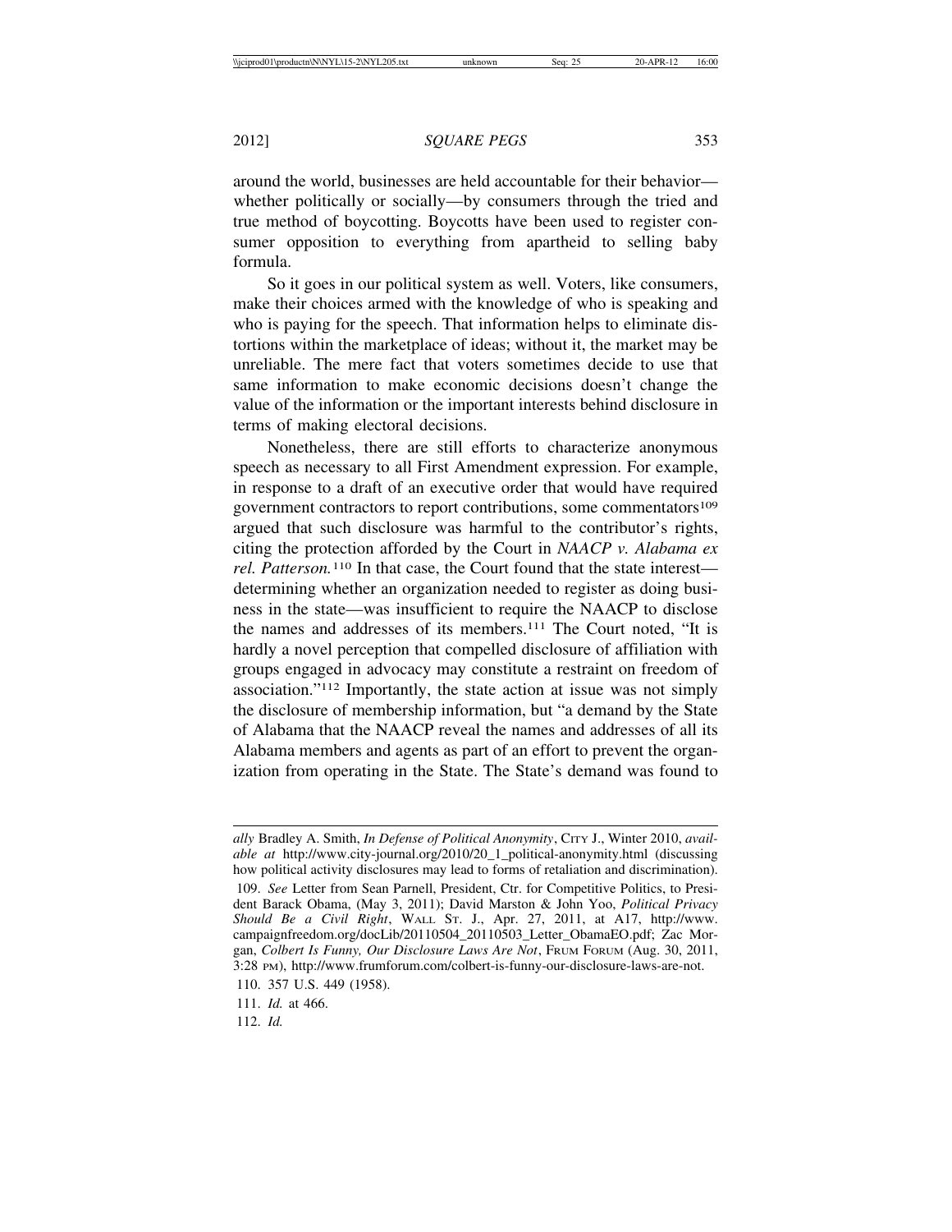around the world, businesses are held accountable for their behavior—whether politically or socially—by consumers through the tried and true method of boycotting. Boycotts have been used to register consumer opposition to everything from apartheid to selling baby formula.

So it goes in our political system as well. Voters, like consumers, make their choices armed with the knowledge of who is speaking and who is paying for the speech. That information helps to eliminate distortions within the marketplace of ideas; without it, the market may be unreliable. The mere fact that voters sometimes decide to use that same information to make economic decisions doesn't change the value of the information or the important interests behind disclosure in terms of making electoral decisions.

Nonetheless, there are still efforts to characterize anonymous speech as necessary to all First Amendment expression. For example, in response to a draft of an executive order that would have required government contractors to report contributions, some commentators[109] argued that such disclosure was harmful to the contributor's rights, citing the protection afforded by the Court in *NAACP v. Alabama ex rel. Patterson.*[110] In that case, the Court found that the state interest—determining whether an organization needed to register as doing business in the state—was insufficient to require the NAACP to disclose the names and addresses of its members.[111] The Court noted, "It is hardly a novel perception that compelled disclosure of affiliation with groups engaged in advocacy may constitute a restraint on freedom of association."[112] Importantly, the state action at issue was not simply the disclosure of membership information, but "a demand by the State of Alabama that the NAACP reveal the names and addresses of all its Alabama members and agents as part of an effort to prevent the organization from operating in the State. The State's demand was found to

---

*ally* Bradley A. Smith, *In Defense of Political Anonymity*, CITY J., Winter 2010, *available at* http://www.city-journal.org/2010/20_1_political-anonymity.html (discussing how political activity disclosures may lead to forms of retaliation and discrimination).

109. *See* Letter from Sean Parnell, President, Ctr. for Competitive Politics, to President Barack Obama, (May 3, 2011); David Marston & John Yoo, *Political Privacy Should Be a Civil Right*, WALL ST. J., Apr. 27, 2011, at A17, http://www.campaignfreedom.org/docLib/20110504_20110503_Letter_ObamaEO.pdf; Zac Morgan, *Colbert Is Funny, Our Disclosure Laws Are Not*, FRUM FORUM (Aug. 30, 2011, 3:28 PM), http://www.frumforum.com/colbert-is-funny-our-disclosure-laws-are-not.

110. 357 U.S. 449 (1958).

111. *Id.* at 466.

112. *Id.*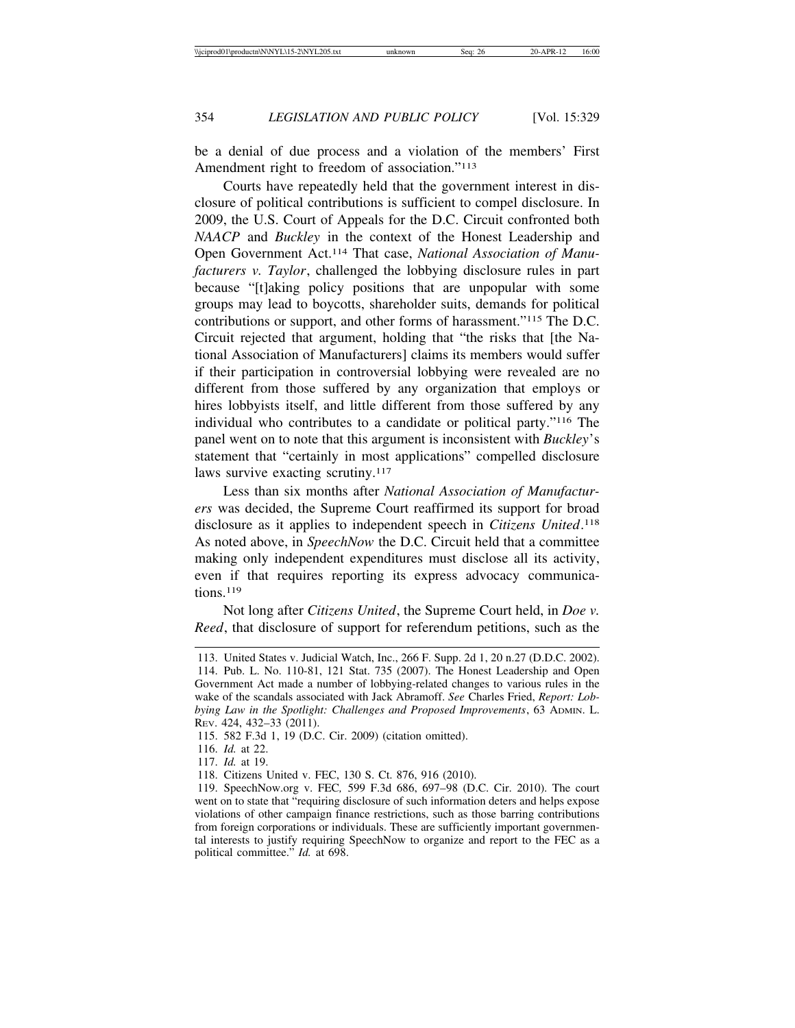be a denial of due process and a violation of the members' First Amendment right to freedom of association."[113]

Courts have repeatedly held that the government interest in disclosure of political contributions is sufficient to compel disclosure. In 2009, the U.S. Court of Appeals for the D.C. Circuit confronted both *NAACP* and *Buckley* in the context of the Honest Leadership and Open Government Act.[114] That case, *National Association of Manufacturers v. Taylor*, challenged the lobbying disclosure rules in part because "[t]aking policy positions that are unpopular with some groups may lead to boycotts, shareholder suits, demands for political contributions or support, and other forms of harassment."[115] The D.C. Circuit rejected that argument, holding that "the risks that [the National Association of Manufacturers] claims its members would suffer if their participation in controversial lobbying were revealed are no different from those suffered by any organization that employs or hires lobbyists itself, and little different from those suffered by any individual who contributes to a candidate or political party."[116] The panel went on to note that this argument is inconsistent with *Buckley*'s statement that "certainly in most applications" compelled disclosure laws survive exacting scrutiny.[117]

Less than six months after *National Association of Manufacturers* was decided, the Supreme Court reaffirmed its support for broad disclosure as it applies to independent speech in *Citizens United*.[118] As noted above, in *SpeechNow* the D.C. Circuit held that a committee making only independent expenditures must disclose all its activity, even if that requires reporting its express advocacy communications.[119]

Not long after *Citizens United*, the Supreme Court held, in *Doe v. Reed*, that disclosure of support for referendum petitions, such as the

113. United States v. Judicial Watch, Inc., 266 F. Supp. 2d 1, 20 n.27 (D.D.C. 2002).

114. Pub. L. No. 110-81, 121 Stat. 735 (2007). The Honest Leadership and Open Government Act made a number of lobbying-related changes to various rules in the wake of the scandals associated with Jack Abramoff. *See* Charles Fried, *Report: Lobbying Law in the Spotlight: Challenges and Proposed Improvements*, 63 ADMIN. L. REV. 424, 432–33 (2011).

115. 582 F.3d 1, 19 (D.C. Cir. 2009) (citation omitted).

116. *Id.* at 22.

117. *Id.* at 19.

118. Citizens United v. FEC, 130 S. Ct. 876, 916 (2010).

119. SpeechNow.org v. FEC, 599 F.3d 686, 697–98 (D.C. Cir. 2010). The court went on to state that "requiring disclosure of such information deters and helps expose violations of other campaign finance restrictions, such as those barring contributions from foreign corporations or individuals. These are sufficiently important governmental interests to justify requiring SpeechNow to organize and report to the FEC as a political committee." *Id.* at 698.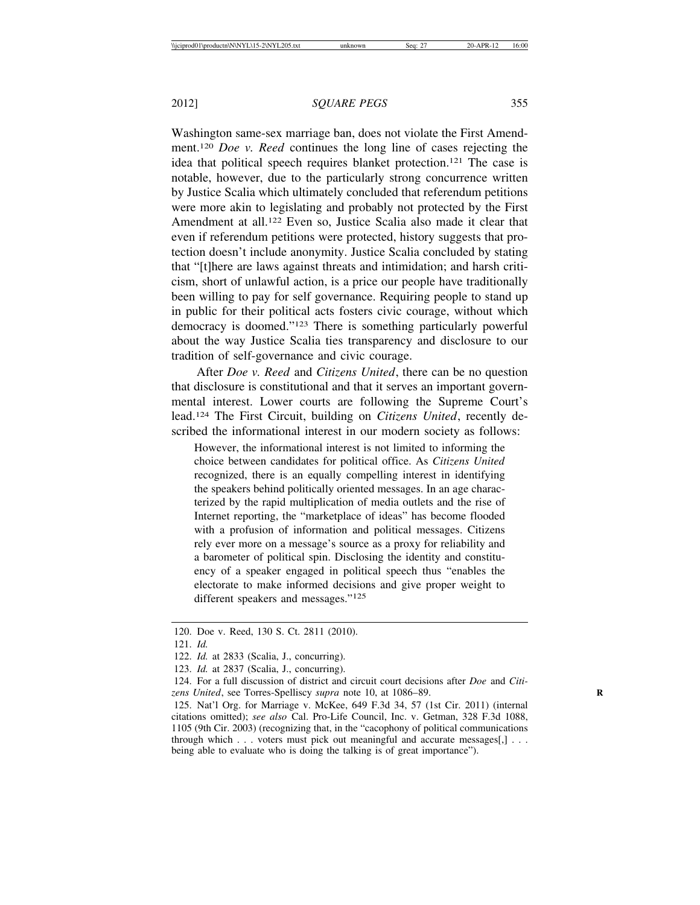Washington same-sex marriage ban, does not violate the First Amendment.[120] *Doe v. Reed* continues the long line of cases rejecting the idea that political speech requires blanket protection.[121] The case is notable, however, due to the particularly strong concurrence written by Justice Scalia which ultimately concluded that referendum petitions were more akin to legislating and probably not protected by the First Amendment at all.[122] Even so, Justice Scalia also made it clear that even if referendum petitions were protected, history suggests that protection doesn't include anonymity. Justice Scalia concluded by stating that "[t]here are laws against threats and intimidation; and harsh criticism, short of unlawful action, is a price our people have traditionally been willing to pay for self governance. Requiring people to stand up in public for their political acts fosters civic courage, without which democracy is doomed."[123] There is something particularly powerful about the way Justice Scalia ties transparency and disclosure to our tradition of self-governance and civic courage.

After *Doe v. Reed* and *Citizens United*, there can be no question that disclosure is constitutional and that it serves an important governmental interest. Lower courts are following the Supreme Court's lead.[124] The First Circuit, building on *Citizens United*, recently described the informational interest in our modern society as follows:

> However, the informational interest is not limited to informing the choice between candidates for political office. As *Citizens United* recognized, there is an equally compelling interest in identifying the speakers behind politically oriented messages. In an age characterized by the rapid multiplication of media outlets and the rise of Internet reporting, the "marketplace of ideas" has become flooded with a profusion of information and political messages. Citizens rely ever more on a message's source as a proxy for reliability and a barometer of political spin. Disclosing the identity and constituency of a speaker engaged in political speech thus "enables the electorate to make informed decisions and give proper weight to different speakers and messages."[125]

---

120. Doe v. Reed, 130 S. Ct. 2811 (2010).

121. *Id.*

122. *Id.* at 2833 (Scalia, J., concurring).

123. *Id.* at 2837 (Scalia, J., concurring).

124. For a full discussion of district and circuit court decisions after *Doe* and *Citizens United*, see Torres-Spelliscy *supra* note 10, at 1086–89.

125. Nat'l Org. for Marriage v. McKee, 649 F.3d 34, 57 (1st Cir. 2011) (internal citations omitted); *see also* Cal. Pro-Life Council, Inc. v. Getman, 328 F.3d 1088, 1105 (9th Cir. 2003) (recognizing that, in the "cacophony of political communications through which . . . voters must pick out meaningful and accurate messages[,] . . . being able to evaluate who is doing the talking is of great importance").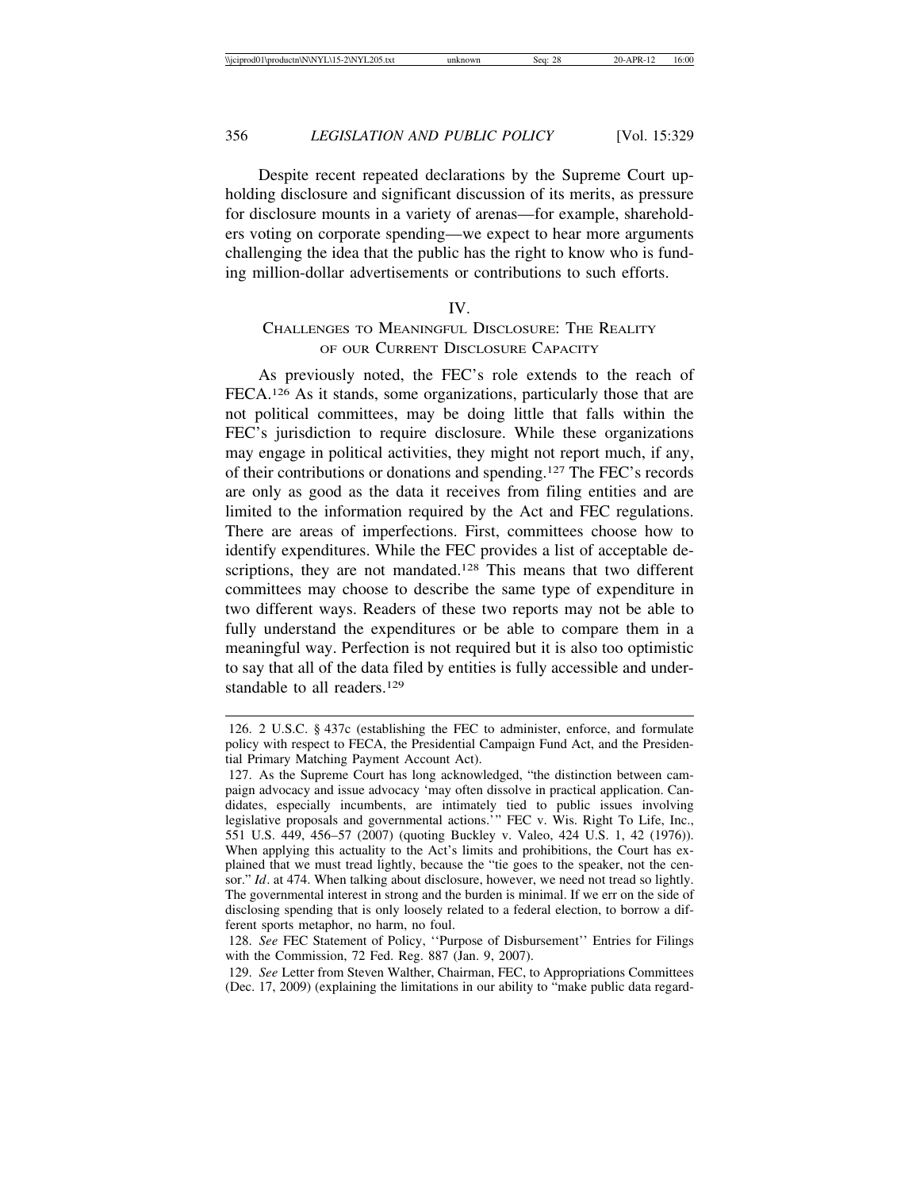Despite recent repeated declarations by the Supreme Court upholding disclosure and significant discussion of its merits, as pressure for disclosure mounts in a variety of arenas—for example, shareholders voting on corporate spending—we expect to hear more arguments challenging the idea that the public has the right to know who is funding million-dollar advertisements or contributions to such efforts.

## IV.
## CHALLENGES TO MEANINGFUL DISCLOSURE: THE REALITY OF OUR CURRENT DISCLOSURE CAPACITY

As previously noted, the FEC's role extends to the reach of FECA.[126] As it stands, some organizations, particularly those that are not political committees, may be doing little that falls within the FEC's jurisdiction to require disclosure. While these organizations may engage in political activities, they might not report much, if any, of their contributions or donations and spending.[127] The FEC's records are only as good as the data it receives from filing entities and are limited to the information required by the Act and FEC regulations. There are areas of imperfections. First, committees choose how to identify expenditures. While the FEC provides a list of acceptable descriptions, they are not mandated.[128] This means that two different committees may choose to describe the same type of expenditure in two different ways. Readers of these two reports may not be able to fully understand the expenditures or be able to compare them in a meaningful way. Perfection is not required but it is also too optimistic to say that all of the data filed by entities is fully accessible and understandable to all readers.[129]

---

126. 2 U.S.C. § 437c (establishing the FEC to administer, enforce, and formulate policy with respect to FECA, the Presidential Campaign Fund Act, and the Presidential Primary Matching Payment Account Act).

127. As the Supreme Court has long acknowledged, "the distinction between campaign advocacy and issue advocacy 'may often dissolve in practical application. Candidates, especially incumbents, are intimately tied to public issues involving legislative proposals and governmental actions.'" FEC v. Wis. Right To Life, Inc., 551 U.S. 449, 456–57 (2007) (quoting Buckley v. Valeo, 424 U.S. 1, 42 (1976)). When applying this actuality to the Act's limits and prohibitions, the Court has explained that we must tread lightly, because the "tie goes to the speaker, not the censor." *Id*. at 474. When talking about disclosure, however, we need not tread so lightly. The governmental interest in strong and the burden is minimal. If we err on the side of disclosing spending that is only loosely related to a federal election, to borrow a different sports metaphor, no harm, no foul.

128. *See* FEC Statement of Policy, ''Purpose of Disbursement'' Entries for Filings with the Commission, 72 Fed. Reg. 887 (Jan. 9, 2007).

129. *See* Letter from Steven Walther, Chairman, FEC, to Appropriations Committees (Dec. 17, 2009) (explaining the limitations in our ability to "make public data regard-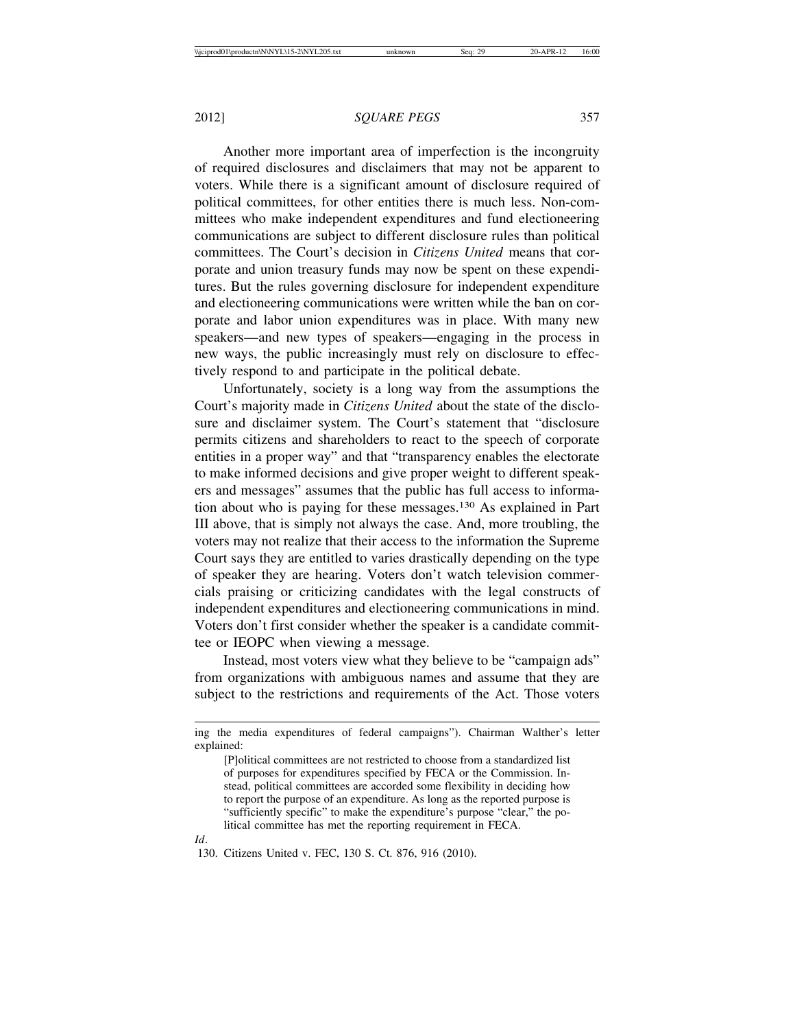Another more important area of imperfection is the incongruity of required disclosures and disclaimers that may not be apparent to voters. While there is a significant amount of disclosure required of political committees, for other entities there is much less. Non-committees who make independent expenditures and fund electioneering communications are subject to different disclosure rules than political committees. The Court's decision in *Citizens United* means that corporate and union treasury funds may now be spent on these expenditures. But the rules governing disclosure for independent expenditure and electioneering communications were written while the ban on corporate and labor union expenditures was in place. With many new speakers—and new types of speakers—engaging in the process in new ways, the public increasingly must rely on disclosure to effectively respond to and participate in the political debate.

Unfortunately, society is a long way from the assumptions the Court's majority made in *Citizens United* about the state of the disclosure and disclaimer system. The Court's statement that "disclosure permits citizens and shareholders to react to the speech of corporate entities in a proper way" and that "transparency enables the electorate to make informed decisions and give proper weight to different speakers and messages" assumes that the public has full access to information about who is paying for these messages.[130] As explained in Part III above, that is simply not always the case. And, more troubling, the voters may not realize that their access to the information the Supreme Court says they are entitled to varies drastically depending on the type of speaker they are hearing. Voters don't watch television commercials praising or criticizing candidates with the legal constructs of independent expenditures and electioneering communications in mind. Voters don't first consider whether the speaker is a candidate committee or IEOPC when viewing a message.

Instead, most voters view what they believe to be "campaign ads" from organizations with ambiguous names and assume that they are subject to the restrictions and requirements of the Act. Those voters

---

ing the media expenditures of federal campaigns"). Chairman Walther's letter explained:

> [P]olitical committees are not restricted to choose from a standardized list of purposes for expenditures specified by FECA or the Commission. Instead, political committees are accorded some flexibility in deciding how to report the purpose of an expenditure. As long as the reported purpose is "sufficiently specific" to make the expenditure's purpose "clear," the political committee has met the reporting requirement in FECA.

*Id*.

130. Citizens United v. FEC, 130 S. Ct. 876, 916 (2010).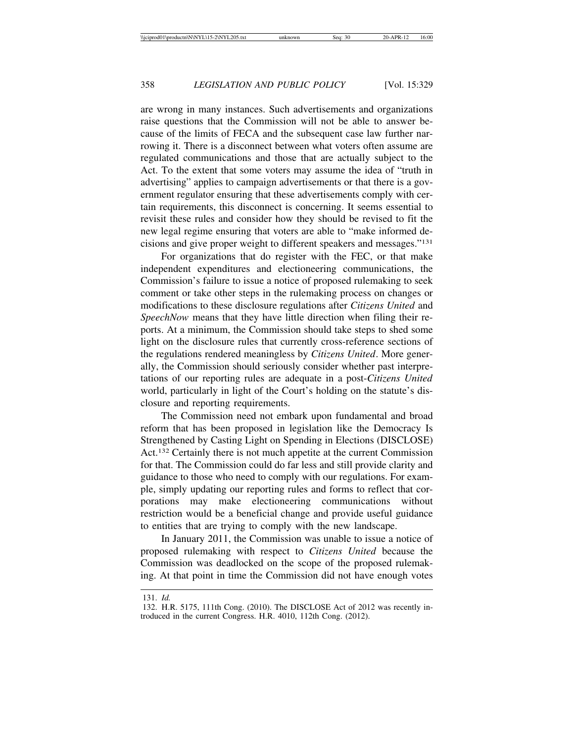are wrong in many instances. Such advertisements and organizations raise questions that the Commission will not be able to answer because of the limits of FECA and the subsequent case law further narrowing it. There is a disconnect between what voters often assume are regulated communications and those that are actually subject to the Act. To the extent that some voters may assume the idea of "truth in advertising" applies to campaign advertisements or that there is a government regulator ensuring that these advertisements comply with certain requirements, this disconnect is concerning. It seems essential to revisit these rules and consider how they should be revised to fit the new legal regime ensuring that voters are able to "make informed decisions and give proper weight to different speakers and messages."[131]

For organizations that do register with the FEC, or that make independent expenditures and electioneering communications, the Commission's failure to issue a notice of proposed rulemaking to seek comment or take other steps in the rulemaking process on changes or modifications to these disclosure regulations after *Citizens United* and *SpeechNow* means that they have little direction when filing their reports. At a minimum, the Commission should take steps to shed some light on the disclosure rules that currently cross-reference sections of the regulations rendered meaningless by *Citizens United*. More generally, the Commission should seriously consider whether past interpretations of our reporting rules are adequate in a post-*Citizens United* world, particularly in light of the Court's holding on the statute's disclosure and reporting requirements.

The Commission need not embark upon fundamental and broad reform that has been proposed in legislation like the Democracy Is Strengthened by Casting Light on Spending in Elections (DISCLOSE) Act.[132] Certainly there is not much appetite at the current Commission for that. The Commission could do far less and still provide clarity and guidance to those who need to comply with our regulations. For example, simply updating our reporting rules and forms to reflect that corporations may make electioneering communications without restriction would be a beneficial change and provide useful guidance to entities that are trying to comply with the new landscape.

In January 2011, the Commission was unable to issue a notice of proposed rulemaking with respect to *Citizens United* because the Commission was deadlocked on the scope of the proposed rulemaking. At that point in time the Commission did not have enough votes

---

131. *Id.*

132. H.R. 5175, 111th Cong. (2010). The DISCLOSE Act of 2012 was recently introduced in the current Congress. H.R. 4010, 112th Cong. (2012).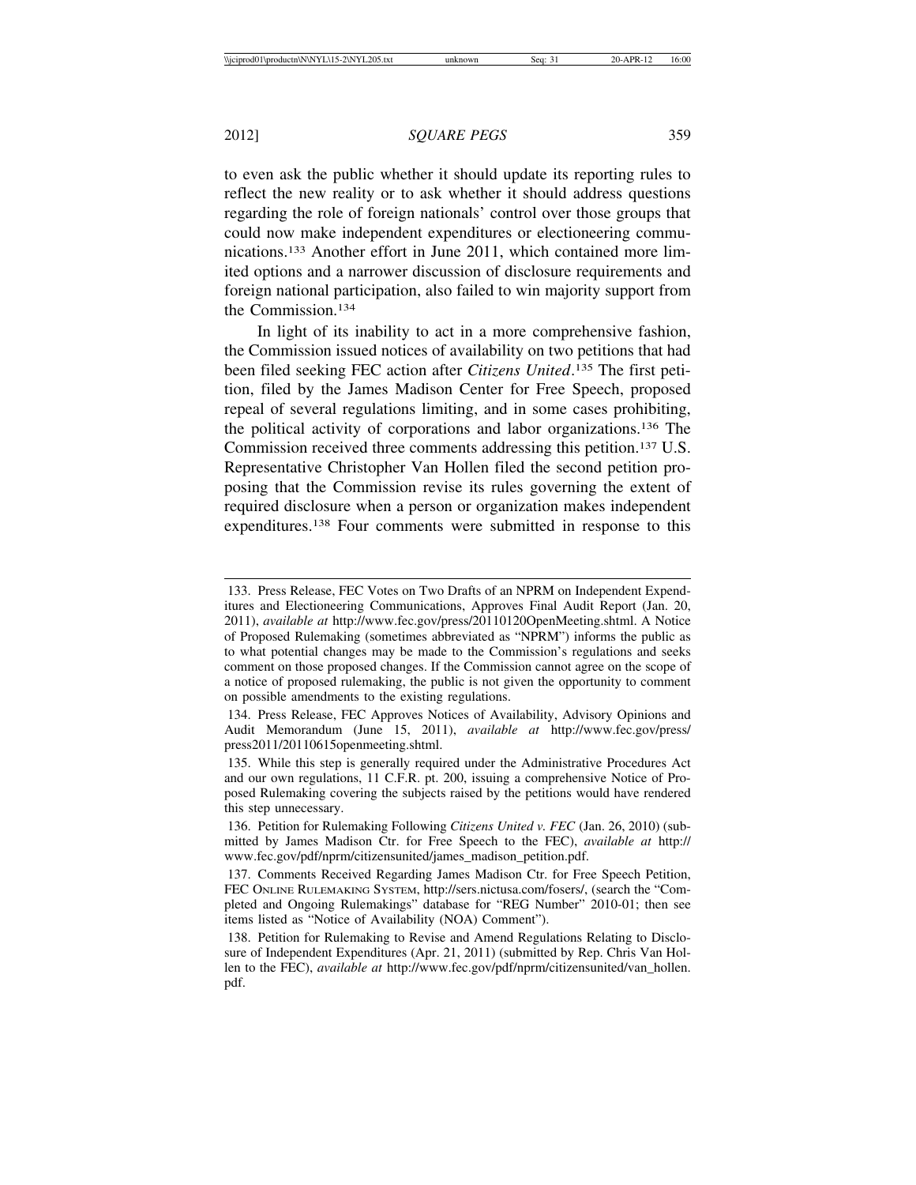to even ask the public whether it should update its reporting rules to reflect the new reality or to ask whether it should address questions regarding the role of foreign nationals' control over those groups that could now make independent expenditures or electioneering communications.[133] Another effort in June 2011, which contained more limited options and a narrower discussion of disclosure requirements and foreign national participation, also failed to win majority support from the Commission.[134]

In light of its inability to act in a more comprehensive fashion, the Commission issued notices of availability on two petitions that had been filed seeking FEC action after *Citizens United*.[135] The first petition, filed by the James Madison Center for Free Speech, proposed repeal of several regulations limiting, and in some cases prohibiting, the political activity of corporations and labor organizations.[136] The Commission received three comments addressing this petition.[137] U.S. Representative Christopher Van Hollen filed the second petition proposing that the Commission revise its rules governing the extent of required disclosure when a person or organization makes independent expenditures.[138] Four comments were submitted in response to this

---

133. Press Release, FEC Votes on Two Drafts of an NPRM on Independent Expenditures and Electioneering Communications, Approves Final Audit Report (Jan. 20, 2011), *available at* http://www.fec.gov/press/20110120OpenMeeting.shtml. A Notice of Proposed Rulemaking (sometimes abbreviated as "NPRM") informs the public as to what potential changes may be made to the Commission's regulations and seeks comment on those proposed changes. If the Commission cannot agree on the scope of a notice of proposed rulemaking, the public is not given the opportunity to comment on possible amendments to the existing regulations.

134. Press Release, FEC Approves Notices of Availability, Advisory Opinions and Audit Memorandum (June 15, 2011), *available at* http://www.fec.gov/press/press2011/20110615openmeeting.shtml.

135. While this step is generally required under the Administrative Procedures Act and our own regulations, 11 C.F.R. pt. 200, issuing a comprehensive Notice of Proposed Rulemaking covering the subjects raised by the petitions would have rendered this step unnecessary.

136. Petition for Rulemaking Following *Citizens United v. FEC* (Jan. 26, 2010) (submitted by James Madison Ctr. for Free Speech to the FEC), *available at* http://www.fec.gov/pdf/nprm/citizensunited/james_madison_petition.pdf.

137. Comments Received Regarding James Madison Ctr. for Free Speech Petition, FEC ONLINE RULEMAKING SYSTEM, http://sers.nictusa.com/fosers/, (search the "Completed and Ongoing Rulemakings" database for "REG Number" 2010-01; then see items listed as "Notice of Availability (NOA) Comment").

138. Petition for Rulemaking to Revise and Amend Regulations Relating to Disclosure of Independent Expenditures (Apr. 21, 2011) (submitted by Rep. Chris Van Hollen to the FEC), *available at* http://www.fec.gov/pdf/nprm/citizensunited/van_hollen.pdf.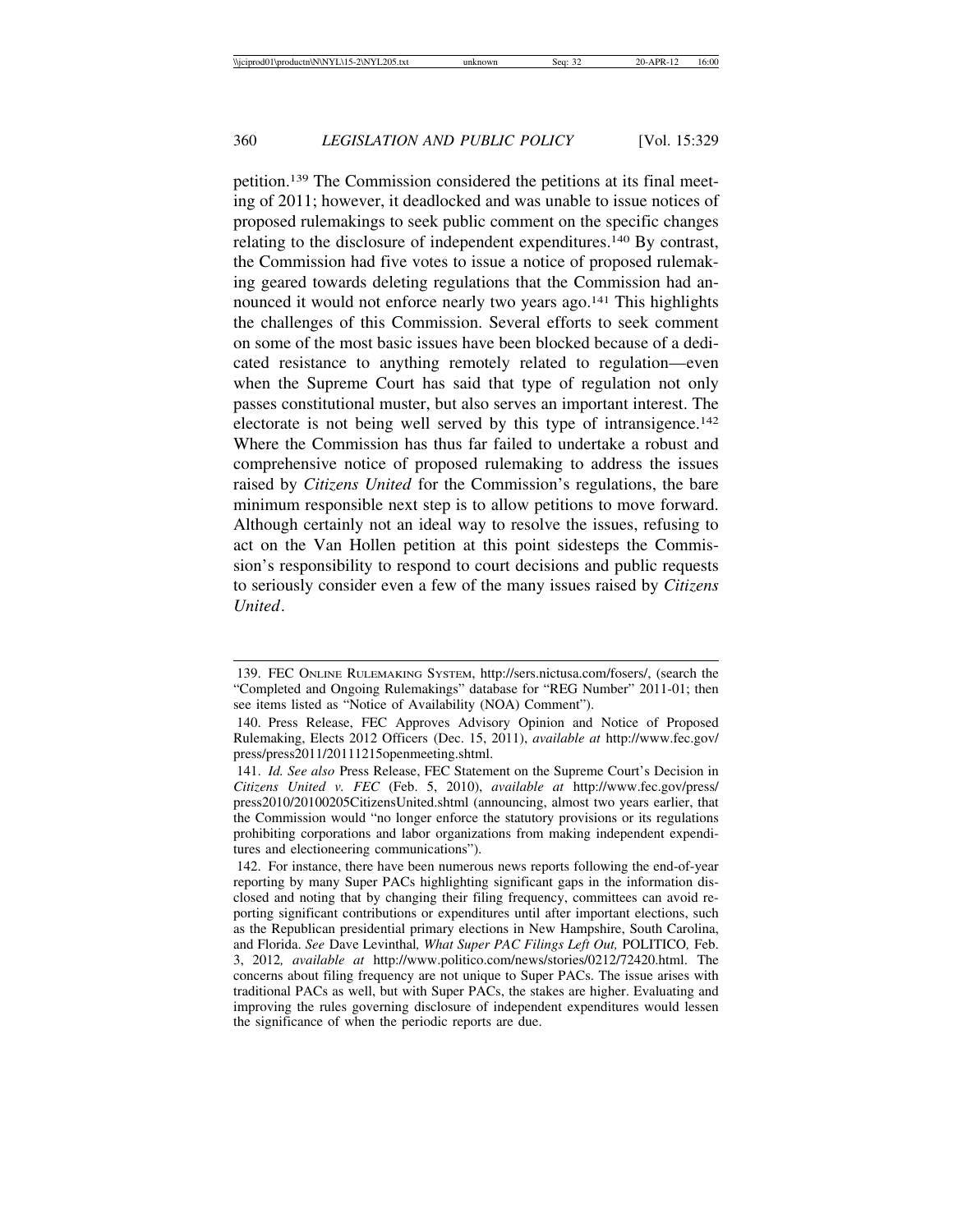petition.[139] The Commission considered the petitions at its final meeting of 2011; however, it deadlocked and was unable to issue notices of proposed rulemakings to seek public comment on the specific changes relating to the disclosure of independent expenditures.[140] By contrast, the Commission had five votes to issue a notice of proposed rulemaking geared towards deleting regulations that the Commission had announced it would not enforce nearly two years ago.[141] This highlights the challenges of this Commission. Several efforts to seek comment on some of the most basic issues have been blocked because of a dedicated resistance to anything remotely related to regulation—even when the Supreme Court has said that type of regulation not only passes constitutional muster, but also serves an important interest. The electorate is not being well served by this type of intransigence.[142] Where the Commission has thus far failed to undertake a robust and comprehensive notice of proposed rulemaking to address the issues raised by *Citizens United* for the Commission's regulations, the bare minimum responsible next step is to allow petitions to move forward. Although certainly not an ideal way to resolve the issues, refusing to act on the Van Hollen petition at this point sidesteps the Commission's responsibility to respond to court decisions and public requests to seriously consider even a few of the many issues raised by *Citizens United*.

---

139. FEC ONLINE RULEMAKING SYSTEM, http://sers.nictusa.com/fosers/, (search the "Completed and Ongoing Rulemakings" database for "REG Number" 2011-01; then see items listed as "Notice of Availability (NOA) Comment").

140. Press Release, FEC Approves Advisory Opinion and Notice of Proposed Rulemaking, Elects 2012 Officers (Dec. 15, 2011), *available at* http://www.fec.gov/press/press2011/20111215openmeeting.shtml.

141. *Id. See also* Press Release, FEC Statement on the Supreme Court's Decision in *Citizens United v. FEC* (Feb. 5, 2010), *available at* http://www.fec.gov/press/press2010/20100205CitizensUnited.shtml (announcing, almost two years earlier, that the Commission would "no longer enforce the statutory provisions or its regulations prohibiting corporations and labor organizations from making independent expenditures and electioneering communications").

142. For instance, there have been numerous news reports following the end-of-year reporting by many Super PACs highlighting significant gaps in the information disclosed and noting that by changing their filing frequency, committees can avoid reporting significant contributions or expenditures until after important elections, such as the Republican presidential primary elections in New Hampshire, South Carolina, and Florida. *See* Dave Levinthal*, What Super PAC Filings Left Out,* POLITICO*,* Feb. 3, 2012*, available at* http://www.politico.com/news/stories/0212/72420.html. The concerns about filing frequency are not unique to Super PACs. The issue arises with traditional PACs as well, but with Super PACs, the stakes are higher. Evaluating and improving the rules governing disclosure of independent expenditures would lessen the significance of when the periodic reports are due.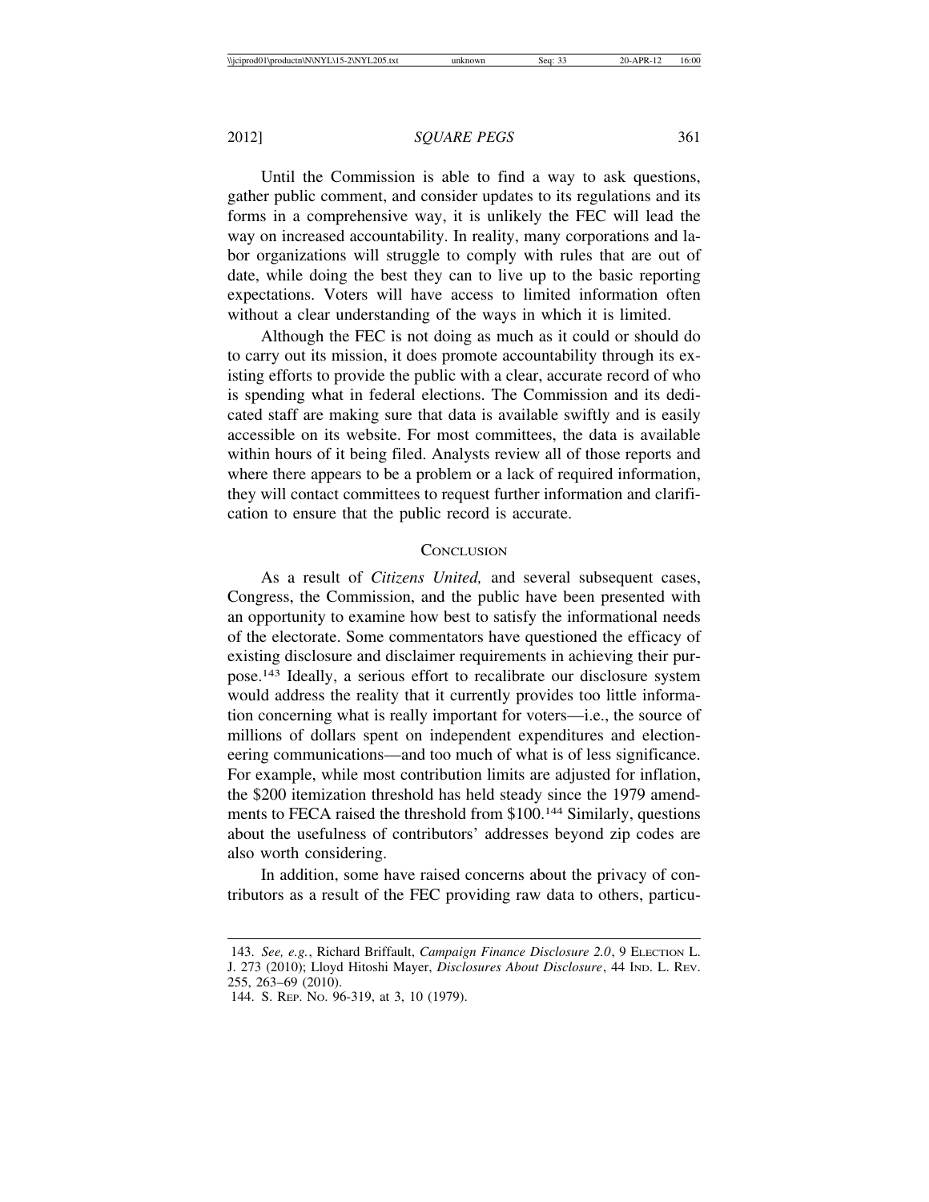Until the Commission is able to find a way to ask questions, gather public comment, and consider updates to its regulations and its forms in a comprehensive way, it is unlikely the FEC will lead the way on increased accountability. In reality, many corporations and labor organizations will struggle to comply with rules that are out of date, while doing the best they can to live up to the basic reporting expectations. Voters will have access to limited information often without a clear understanding of the ways in which it is limited.

Although the FEC is not doing as much as it could or should do to carry out its mission, it does promote accountability through its existing efforts to provide the public with a clear, accurate record of who is spending what in federal elections. The Commission and its dedicated staff are making sure that data is available swiftly and is easily accessible on its website. For most committees, the data is available within hours of it being filed. Analysts review all of those reports and where there appears to be a problem or a lack of required information, they will contact committees to request further information and clarification to ensure that the public record is accurate.

## CONCLUSION

As a result of *Citizens United,* and several subsequent cases, Congress, the Commission, and the public have been presented with an opportunity to examine how best to satisfy the informational needs of the electorate. Some commentators have questioned the efficacy of existing disclosure and disclaimer requirements in achieving their purpose.[143] Ideally, a serious effort to recalibrate our disclosure system would address the reality that it currently provides too little information concerning what is really important for voters—i.e., the source of millions of dollars spent on independent expenditures and electioneering communications—and too much of what is of less significance. For example, while most contribution limits are adjusted for inflation, the $200 itemization threshold has held steady since the 1979 amendments to FECA raised the threshold from $100.[144] Similarly, questions about the usefulness of contributors' addresses beyond zip codes are also worth considering.

In addition, some have raised concerns about the privacy of contributors as a result of the FEC providing raw data to others, particu-

---

143. *See, e.g.*, Richard Briffault, *Campaign Finance Disclosure 2.0*, 9 ELECTION L. J. 273 (2010); Lloyd Hitoshi Mayer, *Disclosures About Disclosure*, 44 IND. L. REV. 255, 263–69 (2010).

144. S. REP. NO. 96-319, at 3, 10 (1979).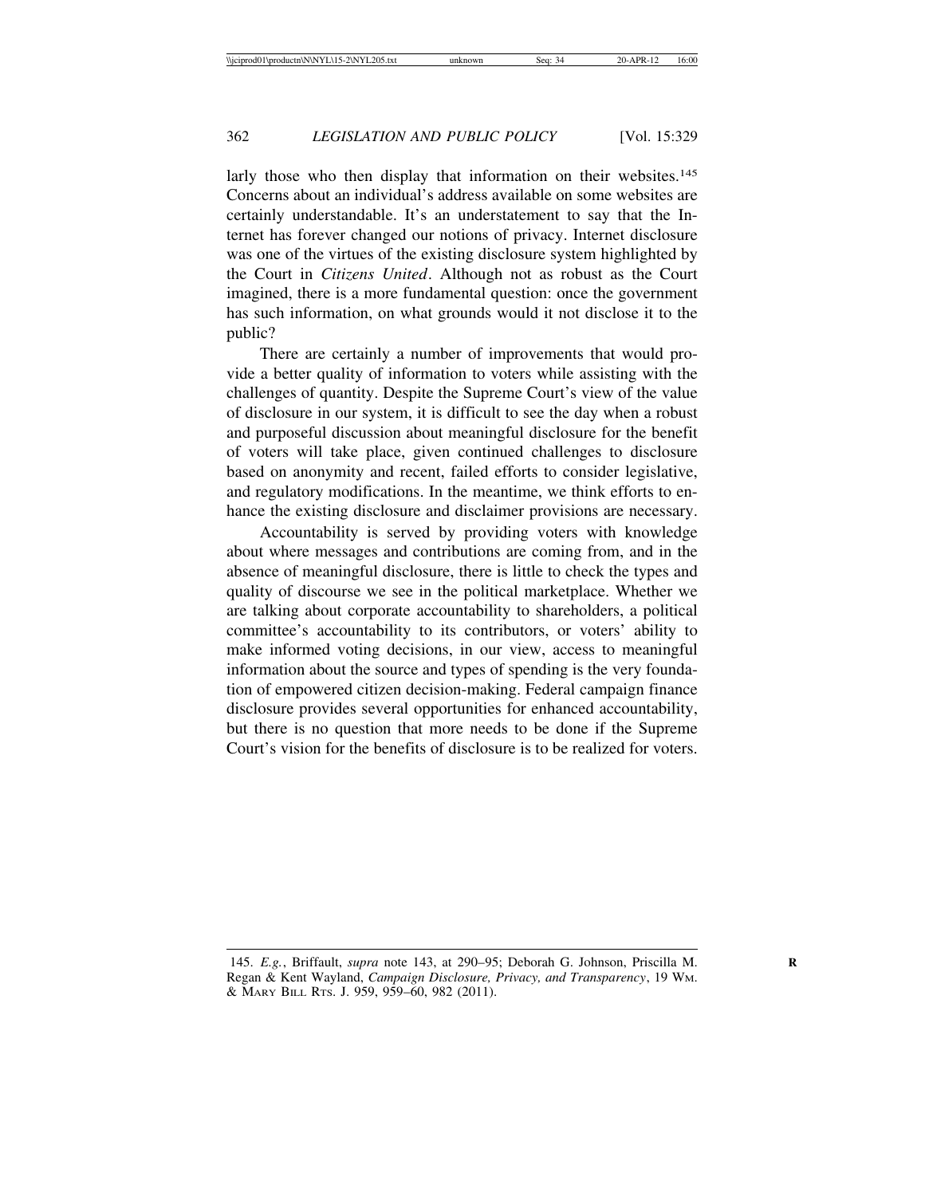larly those who then display that information on their websites.[145] Concerns about an individual's address available on some websites are certainly understandable. It's an understatement to say that the Internet has forever changed our notions of privacy. Internet disclosure was one of the virtues of the existing disclosure system highlighted by the Court in *Citizens United*. Although not as robust as the Court imagined, there is a more fundamental question: once the government has such information, on what grounds would it not disclose it to the public?

There are certainly a number of improvements that would provide a better quality of information to voters while assisting with the challenges of quantity. Despite the Supreme Court's view of the value of disclosure in our system, it is difficult to see the day when a robust and purposeful discussion about meaningful disclosure for the benefit of voters will take place, given continued challenges to disclosure based on anonymity and recent, failed efforts to consider legislative, and regulatory modifications. In the meantime, we think efforts to enhance the existing disclosure and disclaimer provisions are necessary.

Accountability is served by providing voters with knowledge about where messages and contributions are coming from, and in the absence of meaningful disclosure, there is little to check the types and quality of discourse we see in the political marketplace. Whether we are talking about corporate accountability to shareholders, a political committee's accountability to its contributors, or voters' ability to make informed voting decisions, in our view, access to meaningful information about the source and types of spending is the very foundation of empowered citizen decision-making. Federal campaign finance disclosure provides several opportunities for enhanced accountability, but there is no question that more needs to be done if the Supreme Court's vision for the benefits of disclosure is to be realized for voters.

145. *E.g.*, Briffault, *supra* note 143, at 290–95; Deborah G. Johnson, Priscilla M. Regan & Kent Wayland, *Campaign Disclosure, Privacy, and Transparency*, 19 WM. & MARY BILL RTS. J. 959, 959–60, 982 (2011).